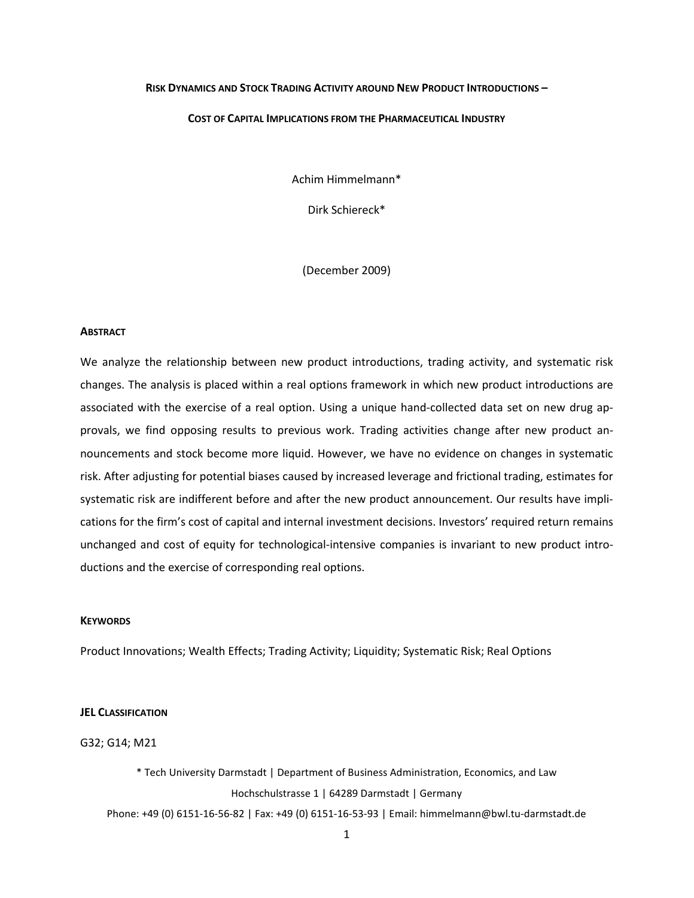# Risk Dynamics and Stock Trading Activity around New Product Introductions – Cost of Capital Implications from the Pharmaceutical Industry

Achim Himmelmann*

Dirk Schiereck*

(December 2009)

## Abstract

We analyze the relationship between new product introductions, trading activity, and systematic risk changes. The analysis is placed within a real options framework in which new product introductions are associated with the exercise of a real option. Using a unique hand-collected data set on new drug approvals, we find opposing results to previous work. Trading activities change after new product announcements and stock become more liquid. However, we have no evidence on changes in systematic risk. After adjusting for potential biases caused by increased leverage and frictional trading, estimates for systematic risk are indifferent before and after the new product announcement. Our results have implications for the firm's cost of capital and internal investment decisions. Investors' required return remains unchanged and cost of equity for technological-intensive companies is invariant to new product introductions and the exercise of corresponding real options.

## Keywords

Product Innovations; Wealth Effects; Trading Activity; Liquidity; Systematic Risk; Real Options

## JEL Classification

G32; G14; M21

\* Tech University Darmstadt | Department of Business Administration, Economics, and Law
Hochschulstrasse 1 | 64289 Darmstadt | Germany
Phone: +49 (0) 6151-16-56-82 | Fax: +49 (0) 6151-16-53-93 | Email: himmelmann@bwl.tu-darmstadt.de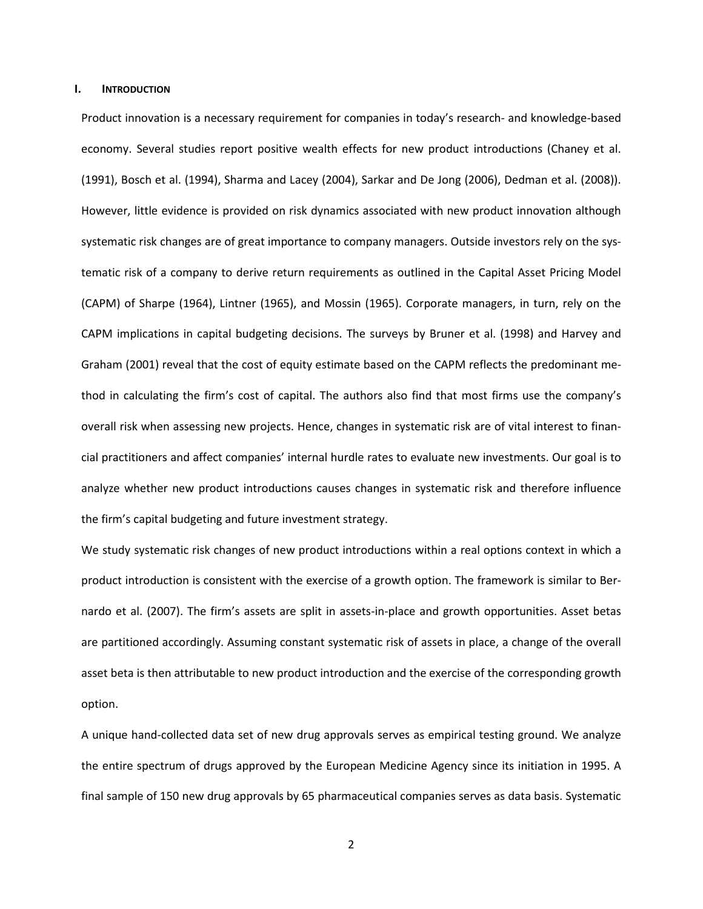## I. INTRODUCTION

Product innovation is a necessary requirement for companies in today's research- and knowledge-based economy. Several studies report positive wealth effects for new product introductions (Chaney et al. (1991), Bosch et al. (1994), Sharma and Lacey (2004), Sarkar and De Jong (2006), Dedman et al. (2008)). However, little evidence is provided on risk dynamics associated with new product innovation although systematic risk changes are of great importance to company managers. Outside investors rely on the systematic risk of a company to derive return requirements as outlined in the Capital Asset Pricing Model (CAPM) of Sharpe (1964), Lintner (1965), and Mossin (1965). Corporate managers, in turn, rely on the CAPM implications in capital budgeting decisions. The surveys by Bruner et al. (1998) and Harvey and Graham (2001) reveal that the cost of equity estimate based on the CAPM reflects the predominant method in calculating the firm's cost of capital. The authors also find that most firms use the company's overall risk when assessing new projects. Hence, changes in systematic risk are of vital interest to financial practitioners and affect companies' internal hurdle rates to evaluate new investments. Our goal is to analyze whether new product introductions causes changes in systematic risk and therefore influence the firm's capital budgeting and future investment strategy.

We study systematic risk changes of new product introductions within a real options context in which a product introduction is consistent with the exercise of a growth option. The framework is similar to Bernardo et al. (2007). The firm's assets are split in assets-in-place and growth opportunities. Asset betas are partitioned accordingly. Assuming constant systematic risk of assets in place, a change of the overall asset beta is then attributable to new product introduction and the exercise of the corresponding growth option.

A unique hand-collected data set of new drug approvals serves as empirical testing ground. We analyze the entire spectrum of drugs approved by the European Medicine Agency since its initiation in 1995. A final sample of 150 new drug approvals by 65 pharmaceutical companies serves as data basis. Systematic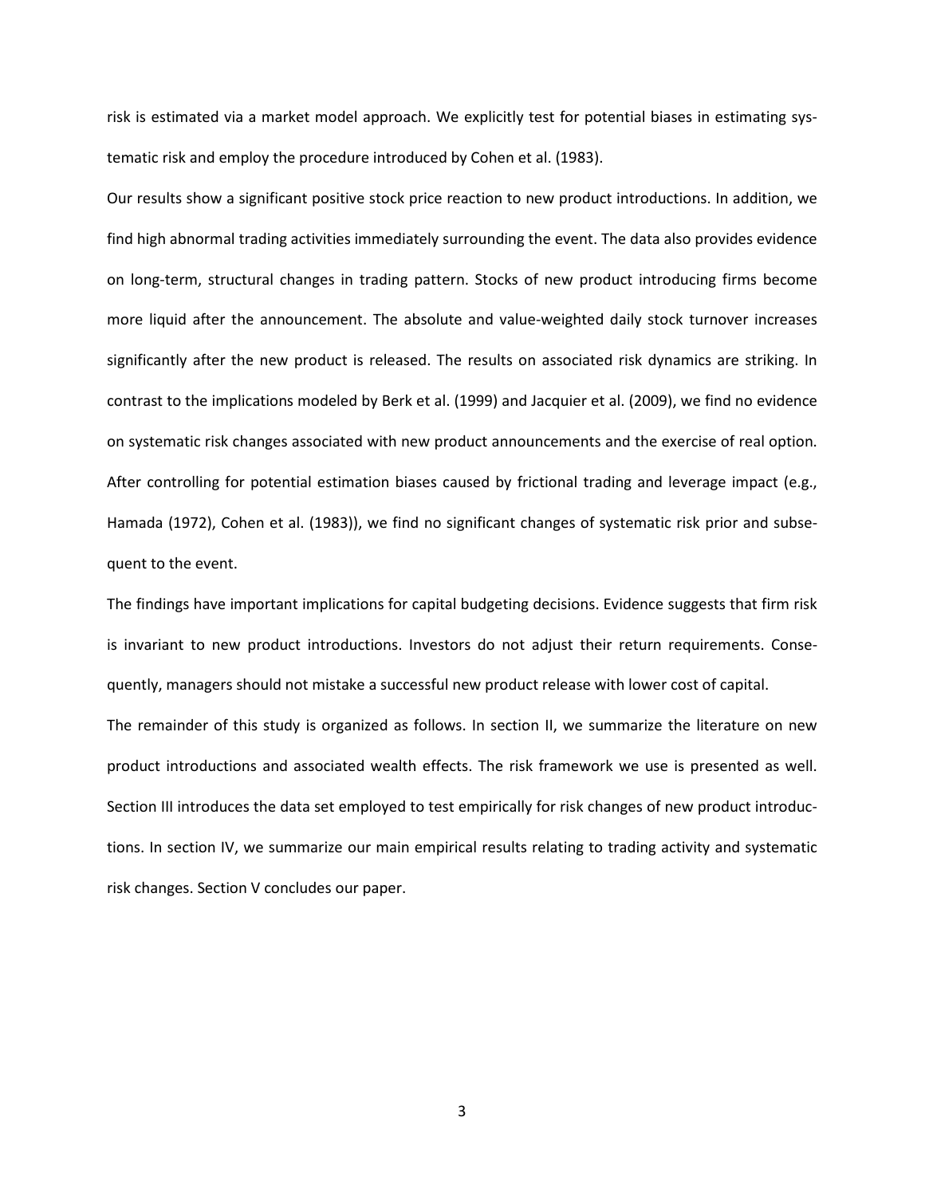risk is estimated via a market model approach. We explicitly test for potential biases in estimating systematic risk and employ the procedure introduced by Cohen et al. (1983).

Our results show a significant positive stock price reaction to new product introductions. In addition, we find high abnormal trading activities immediately surrounding the event. The data also provides evidence on long-term, structural changes in trading pattern. Stocks of new product introducing firms become more liquid after the announcement. The absolute and value-weighted daily stock turnover increases significantly after the new product is released. The results on associated risk dynamics are striking. In contrast to the implications modeled by Berk et al. (1999) and Jacquier et al. (2009), we find no evidence on systematic risk changes associated with new product announcements and the exercise of real option. After controlling for potential estimation biases caused by frictional trading and leverage impact (e.g., Hamada (1972), Cohen et al. (1983)), we find no significant changes of systematic risk prior and subsequent to the event.

The findings have important implications for capital budgeting decisions. Evidence suggests that firm risk is invariant to new product introductions. Investors do not adjust their return requirements. Consequently, managers should not mistake a successful new product release with lower cost of capital.

The remainder of this study is organized as follows. In section II, we summarize the literature on new product introductions and associated wealth effects. The risk framework we use is presented as well. Section III introduces the data set employed to test empirically for risk changes of new product introductions. In section IV, we summarize our main empirical results relating to trading activity and systematic risk changes. Section V concludes our paper.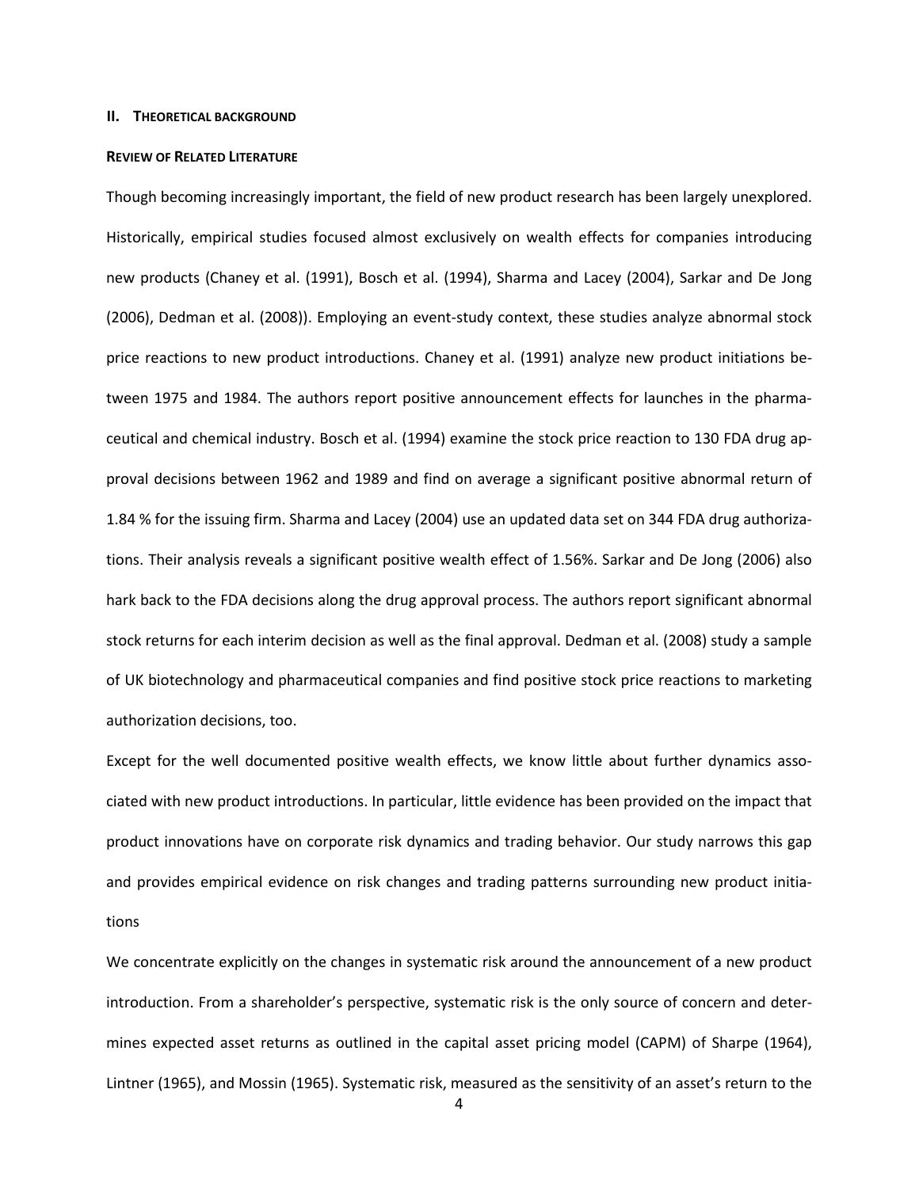## II. THEORETICAL BACKGROUND

### REVIEW OF RELATED LITERATURE

Though becoming increasingly important, the field of new product research has been largely unexplored. Historically, empirical studies focused almost exclusively on wealth effects for companies introducing new products (Chaney et al. (1991), Bosch et al. (1994), Sharma and Lacey (2004), Sarkar and De Jong (2006), Dedman et al. (2008)). Employing an event-study context, these studies analyze abnormal stock price reactions to new product introductions. Chaney et al. (1991) analyze new product initiations between 1975 and 1984. The authors report positive announcement effects for launches in the pharmaceutical and chemical industry. Bosch et al. (1994) examine the stock price reaction to 130 FDA drug approval decisions between 1962 and 1989 and find on average a significant positive abnormal return of 1.84 % for the issuing firm. Sharma and Lacey (2004) use an updated data set on 344 FDA drug authorizations. Their analysis reveals a significant positive wealth effect of 1.56%. Sarkar and De Jong (2006) also hark back to the FDA decisions along the drug approval process. The authors report significant abnormal stock returns for each interim decision as well as the final approval. Dedman et al. (2008) study a sample of UK biotechnology and pharmaceutical companies and find positive stock price reactions to marketing authorization decisions, too.

Except for the well documented positive wealth effects, we know little about further dynamics associated with new product introductions. In particular, little evidence has been provided on the impact that product innovations have on corporate risk dynamics and trading behavior. Our study narrows this gap and provides empirical evidence on risk changes and trading patterns surrounding new product initiations

We concentrate explicitly on the changes in systematic risk around the announcement of a new product introduction. From a shareholder's perspective, systematic risk is the only source of concern and determines expected asset returns as outlined in the capital asset pricing model (CAPM) of Sharpe (1964), Lintner (1965), and Mossin (1965). Systematic risk, measured as the sensitivity of an asset's return to the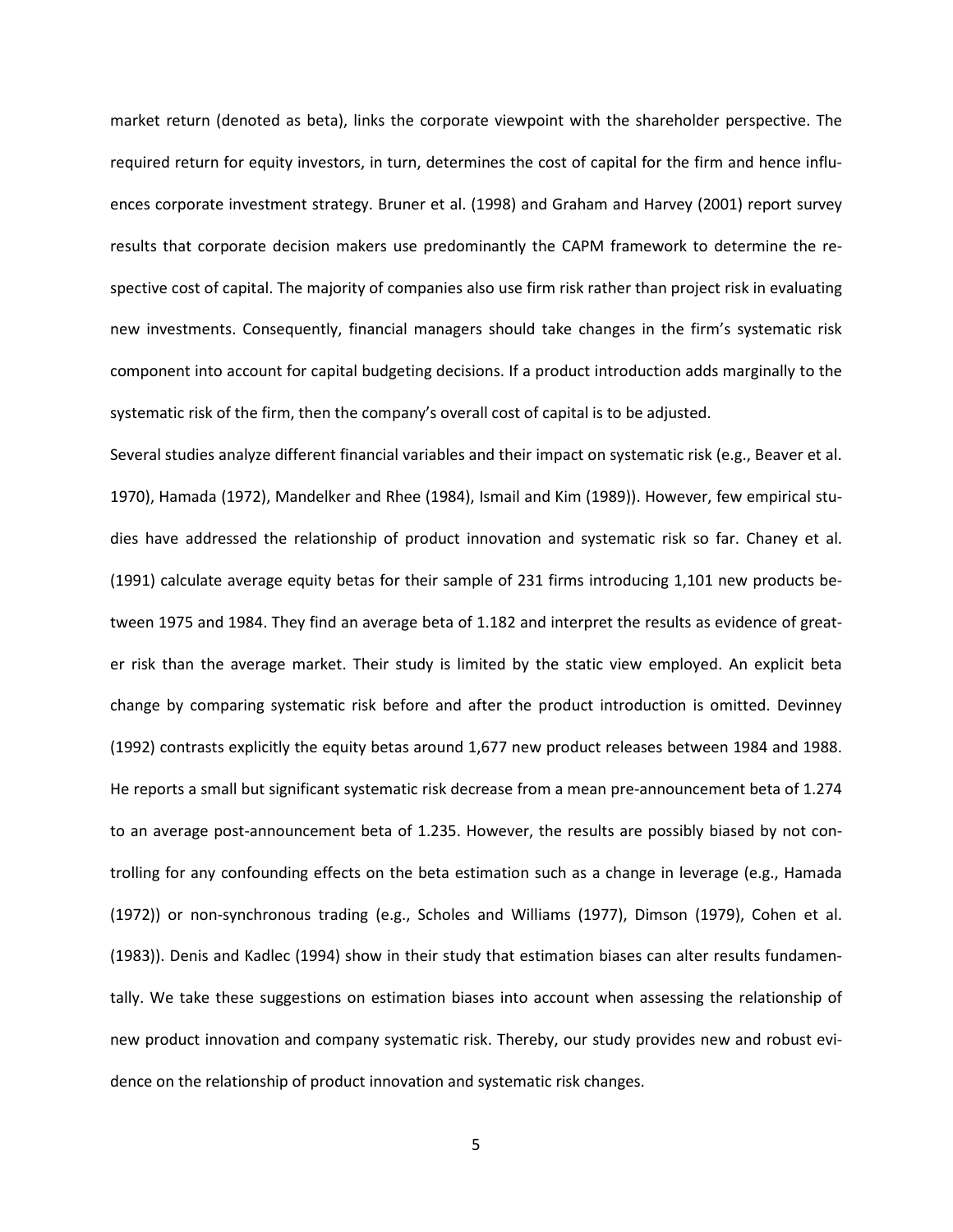market return (denoted as beta), links the corporate viewpoint with the shareholder perspective. The required return for equity investors, in turn, determines the cost of capital for the firm and hence influences corporate investment strategy. Bruner et al. (1998) and Graham and Harvey (2001) report survey results that corporate decision makers use predominantly the CAPM framework to determine the respective cost of capital. The majority of companies also use firm risk rather than project risk in evaluating new investments. Consequently, financial managers should take changes in the firm's systematic risk component into account for capital budgeting decisions. If a product introduction adds marginally to the systematic risk of the firm, then the company's overall cost of capital is to be adjusted.

Several studies analyze different financial variables and their impact on systematic risk (e.g., Beaver et al. 1970), Hamada (1972), Mandelker and Rhee (1984), Ismail and Kim (1989)). However, few empirical studies have addressed the relationship of product innovation and systematic risk so far. Chaney et al. (1991) calculate average equity betas for their sample of 231 firms introducing 1,101 new products between 1975 and 1984. They find an average beta of 1.182 and interpret the results as evidence of greater risk than the average market. Their study is limited by the static view employed. An explicit beta change by comparing systematic risk before and after the product introduction is omitted. Devinney (1992) contrasts explicitly the equity betas around 1,677 new product releases between 1984 and 1988. He reports a small but significant systematic risk decrease from a mean pre-announcement beta of 1.274 to an average post-announcement beta of 1.235. However, the results are possibly biased by not controlling for any confounding effects on the beta estimation such as a change in leverage (e.g., Hamada (1972)) or non-synchronous trading (e.g., Scholes and Williams (1977), Dimson (1979), Cohen et al. (1983)). Denis and Kadlec (1994) show in their study that estimation biases can alter results fundamentally. We take these suggestions on estimation biases into account when assessing the relationship of new product innovation and company systematic risk. Thereby, our study provides new and robust evidence on the relationship of product innovation and systematic risk changes.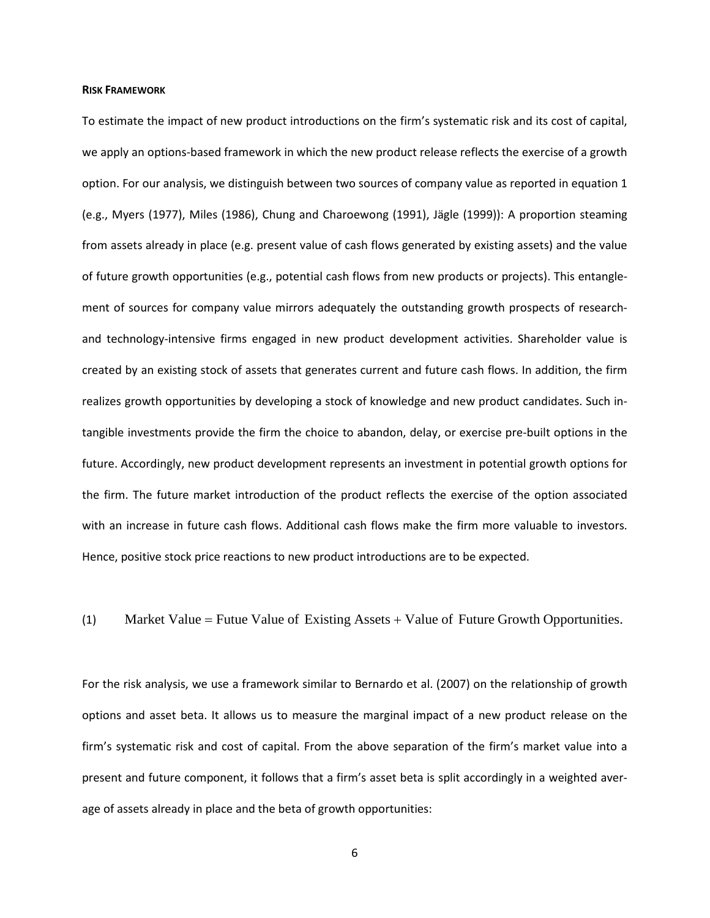**RISK FRAMEWORK**

To estimate the impact of new product introductions on the firm's systematic risk and its cost of capital, we apply an options-based framework in which the new product release reflects the exercise of a growth option. For our analysis, we distinguish between two sources of company value as reported in equation 1 (e.g., Myers (1977), Miles (1986), Chung and Charoewong (1991), Jägle (1999)): A proportion steaming from assets already in place (e.g. present value of cash flows generated by existing assets) and the value of future growth opportunities (e.g., potential cash flows from new products or projects). This entanglement of sources for company value mirrors adequately the outstanding growth prospects of research- and technology-intensive firms engaged in new product development activities. Shareholder value is created by an existing stock of assets that generates current and future cash flows. In addition, the firm realizes growth opportunities by developing a stock of knowledge and new product candidates. Such intangible investments provide the firm the choice to abandon, delay, or exercise pre-built options in the future. Accordingly, new product development represents an investment in potential growth options for the firm. The future market introduction of the product reflects the exercise of the option associated with an increase in future cash flows. Additional cash flows make the firm more valuable to investors. Hence, positive stock price reactions to new product introductions are to be expected.

$$\text{(1)} \qquad \text{Market Value} = \text{Futue Value of Existing Assets} + \text{Value of Future Growth Opportunities.}$$

For the risk analysis, we use a framework similar to Bernardo et al. (2007) on the relationship of growth options and asset beta. It allows us to measure the marginal impact of a new product release on the firm's systematic risk and cost of capital. From the above separation of the firm's market value into a present and future component, it follows that a firm's asset beta is split accordingly in a weighted average of assets already in place and the beta of growth opportunities: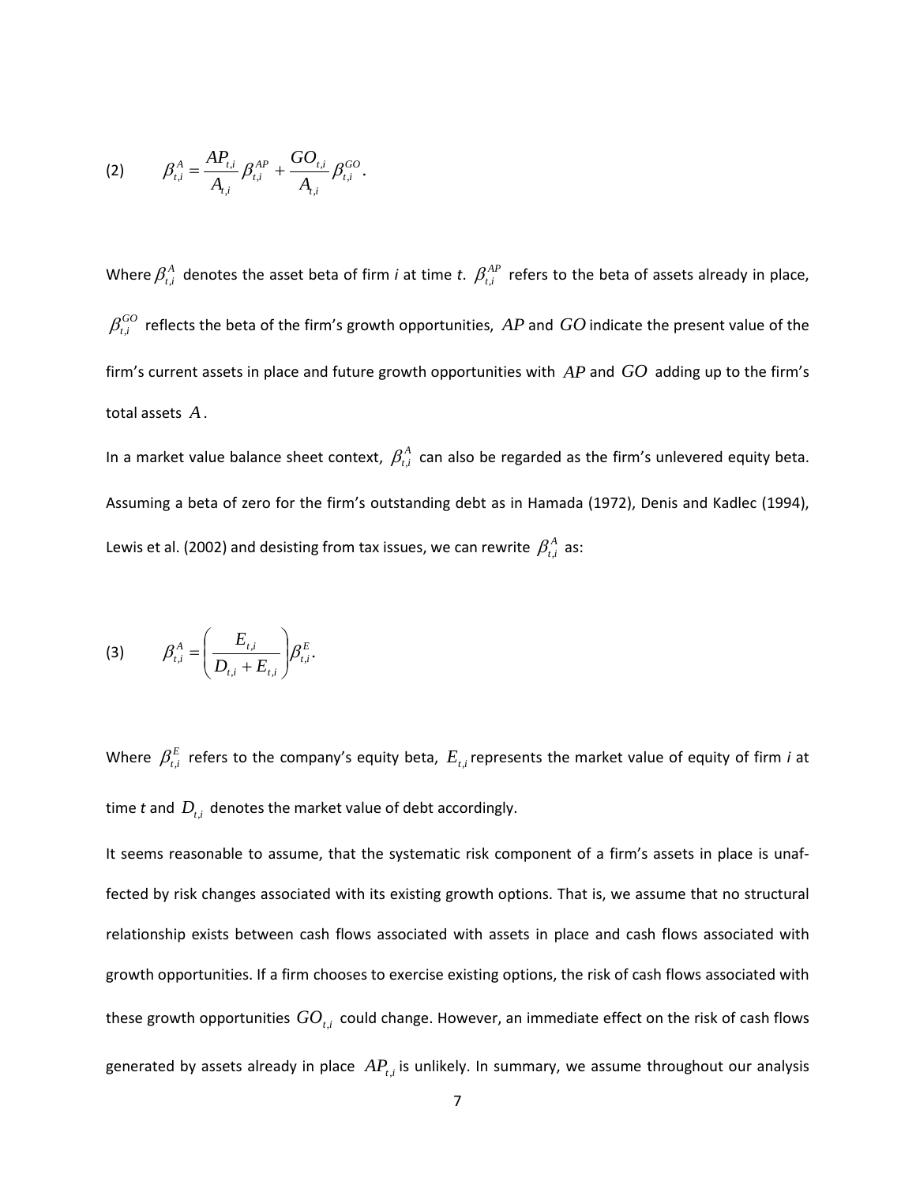$$(2) \qquad \beta_{t,i}^{A} = \frac{AP_{t,i}}{A_{t,i}} \beta_{t,i}^{AP} + \frac{GO_{t,i}}{A_{t,i}} \beta_{t,i}^{GO}.$$

Where $\beta_{t,i}^{A}$ denotes the asset beta of firm *i* at time *t*. $\beta_{t,i}^{AP}$ refers to the beta of assets already in place, $\beta_{t,i}^{GO}$ reflects the beta of the firm's growth opportunities, $AP$ and $GO$ indicate the present value of the firm's current assets in place and future growth opportunities with $AP$ and $GO$ adding up to the firm's total assets $A$.

In a market value balance sheet context, $\beta_{t,i}^{A}$ can also be regarded as the firm's unlevered equity beta. Assuming a beta of zero for the firm's outstanding debt as in Hamada (1972), Denis and Kadlec (1994), Lewis et al. (2002) and desisting from tax issues, we can rewrite $\beta_{t,i}^{A}$ as:

$$(3) \qquad \beta_{t,i}^{A} = \left( \frac{E_{t,i}}{D_{t,i} + E_{t,i}} \right) \beta_{t,i}^{E}.$$

Where $\beta_{t,i}^{E}$ refers to the company's equity beta, $E_{t,i}$ represents the market value of equity of firm *i* at time *t* and $D_{t,i}$ denotes the market value of debt accordingly.

It seems reasonable to assume, that the systematic risk component of a firm's assets in place is unaffected by risk changes associated with its existing growth options. That is, we assume that no structural relationship exists between cash flows associated with assets in place and cash flows associated with growth opportunities. If a firm chooses to exercise existing options, the risk of cash flows associated with these growth opportunities $GO_{t,i}$ could change. However, an immediate effect on the risk of cash flows generated by assets already in place $AP_{t,i}$ is unlikely. In summary, we assume throughout our analysis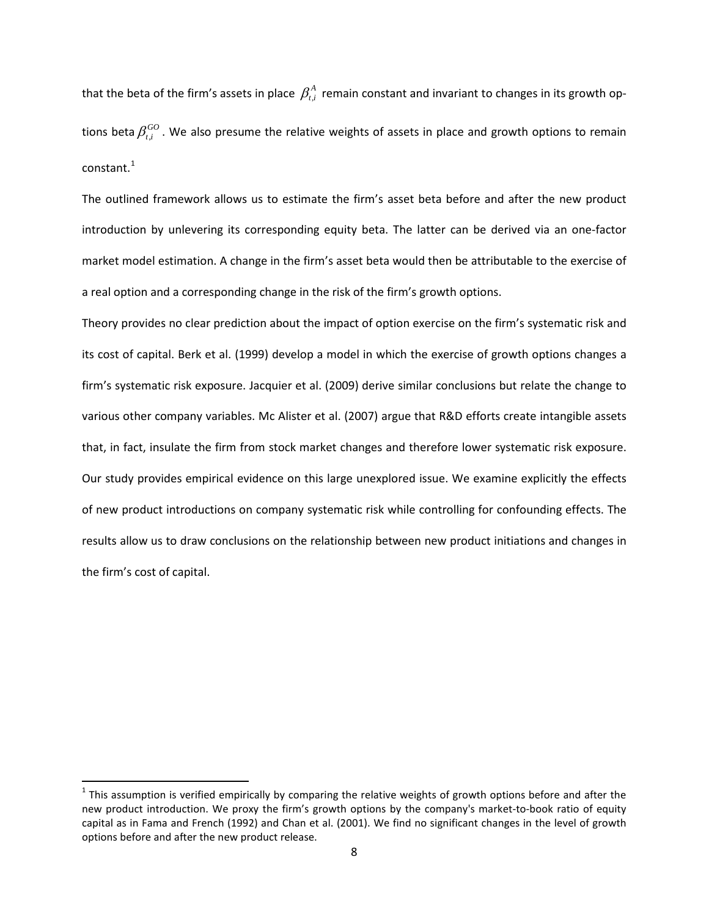that the beta of the firm's assets in place $\beta_{t,i}^{A}$ remain constant and invariant to changes in its growth options beta $\beta_{t,i}^{GO}$. We also presume the relative weights of assets in place and growth options to remain constant.[1]

The outlined framework allows us to estimate the firm's asset beta before and after the new product introduction by unlevering its corresponding equity beta. The latter can be derived via an one-factor market model estimation. A change in the firm's asset beta would then be attributable to the exercise of a real option and a corresponding change in the risk of the firm's growth options.

Theory provides no clear prediction about the impact of option exercise on the firm's systematic risk and its cost of capital. Berk et al. (1999) develop a model in which the exercise of growth options changes a firm's systematic risk exposure. Jacquier et al. (2009) derive similar conclusions but relate the change to various other company variables. Mc Alister et al. (2007) argue that R&D efforts create intangible assets that, in fact, insulate the firm from stock market changes and therefore lower systematic risk exposure. Our study provides empirical evidence on this large unexplored issue. We examine explicitly the effects of new product introductions on company systematic risk while controlling for confounding effects. The results allow us to draw conclusions on the relationship between new product initiations and changes in the firm's cost of capital.

[1] This assumption is verified empirically by comparing the relative weights of growth options before and after the new product introduction. We proxy the firm's growth options by the company's market-to-book ratio of equity capital as in Fama and French (1992) and Chan et al. (2001). We find no significant changes in the level of growth options before and after the new product release.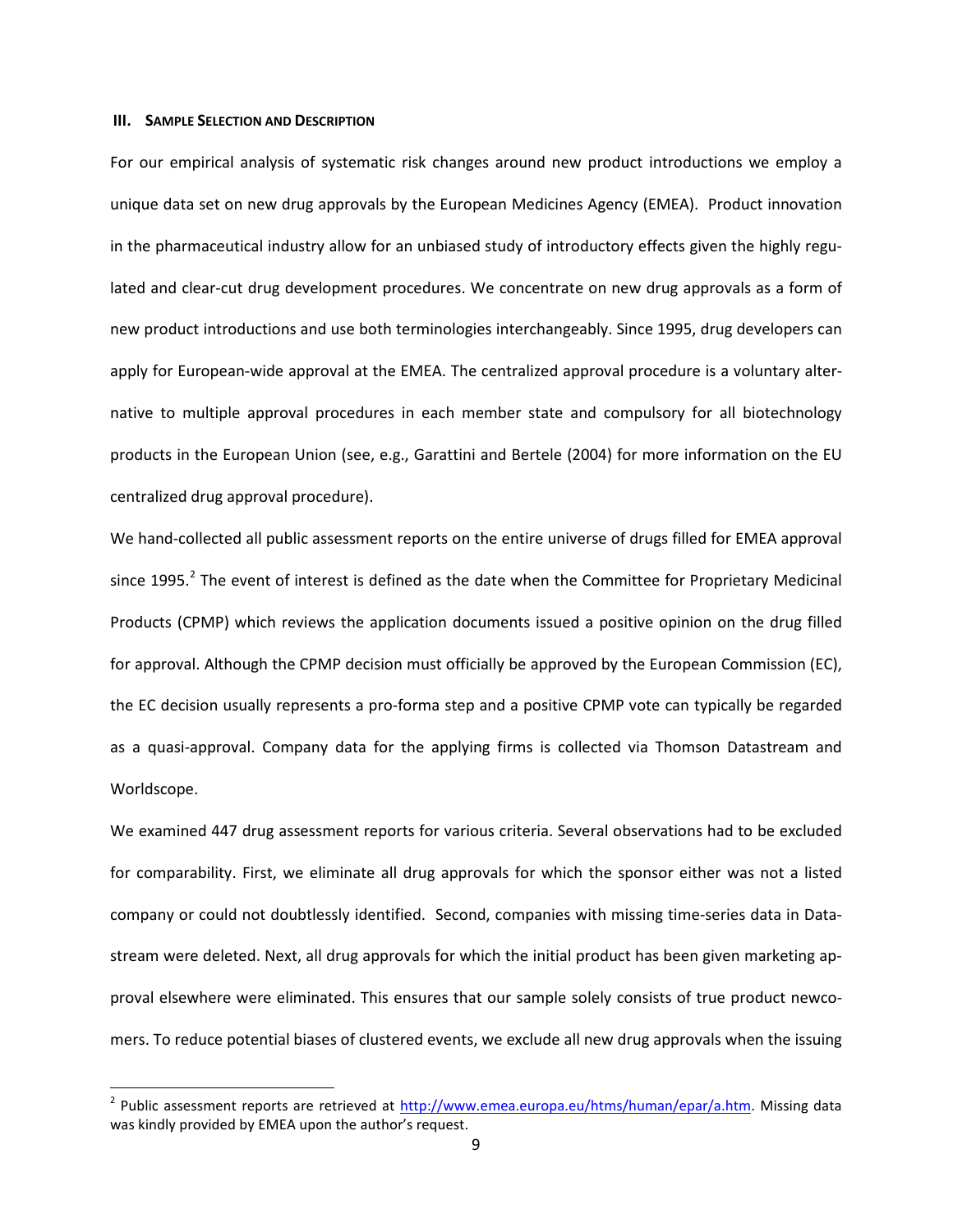### III. SAMPLE SELECTION AND DESCRIPTION

For our empirical analysis of systematic risk changes around new product introductions we employ a unique data set on new drug approvals by the European Medicines Agency (EMEA). Product innovation in the pharmaceutical industry allow for an unbiased study of introductory effects given the highly regulated and clear-cut drug development procedures. We concentrate on new drug approvals as a form of new product introductions and use both terminologies interchangeably. Since 1995, drug developers can apply for European-wide approval at the EMEA. The centralized approval procedure is a voluntary alternative to multiple approval procedures in each member state and compulsory for all biotechnology products in the European Union (see, e.g., Garattini and Bertele (2004) for more information on the EU centralized drug approval procedure).

We hand-collected all public assessment reports on the entire universe of drugs filled for EMEA approval since 1995.[2] The event of interest is defined as the date when the Committee for Proprietary Medicinal Products (CPMP) which reviews the application documents issued a positive opinion on the drug filled for approval. Although the CPMP decision must officially be approved by the European Commission (EC), the EC decision usually represents a pro-forma step and a positive CPMP vote can typically be regarded as a quasi-approval. Company data for the applying firms is collected via Thomson Datastream and Worldscope.

We examined 447 drug assessment reports for various criteria. Several observations had to be excluded for comparability. First, we eliminate all drug approvals for which the sponsor either was not a listed company or could not doubtlessly identified. Second, companies with missing time-series data in Datastream were deleted. Next, all drug approvals for which the initial product has been given marketing approval elsewhere were eliminated. This ensures that our sample solely consists of true product newcomers. To reduce potential biases of clustered events, we exclude all new drug approvals when the issuing

---

[2] Public assessment reports are retrieved at http://www.emea.europa.eu/htms/human/epar/a.htm. Missing data was kindly provided by EMEA upon the author's request.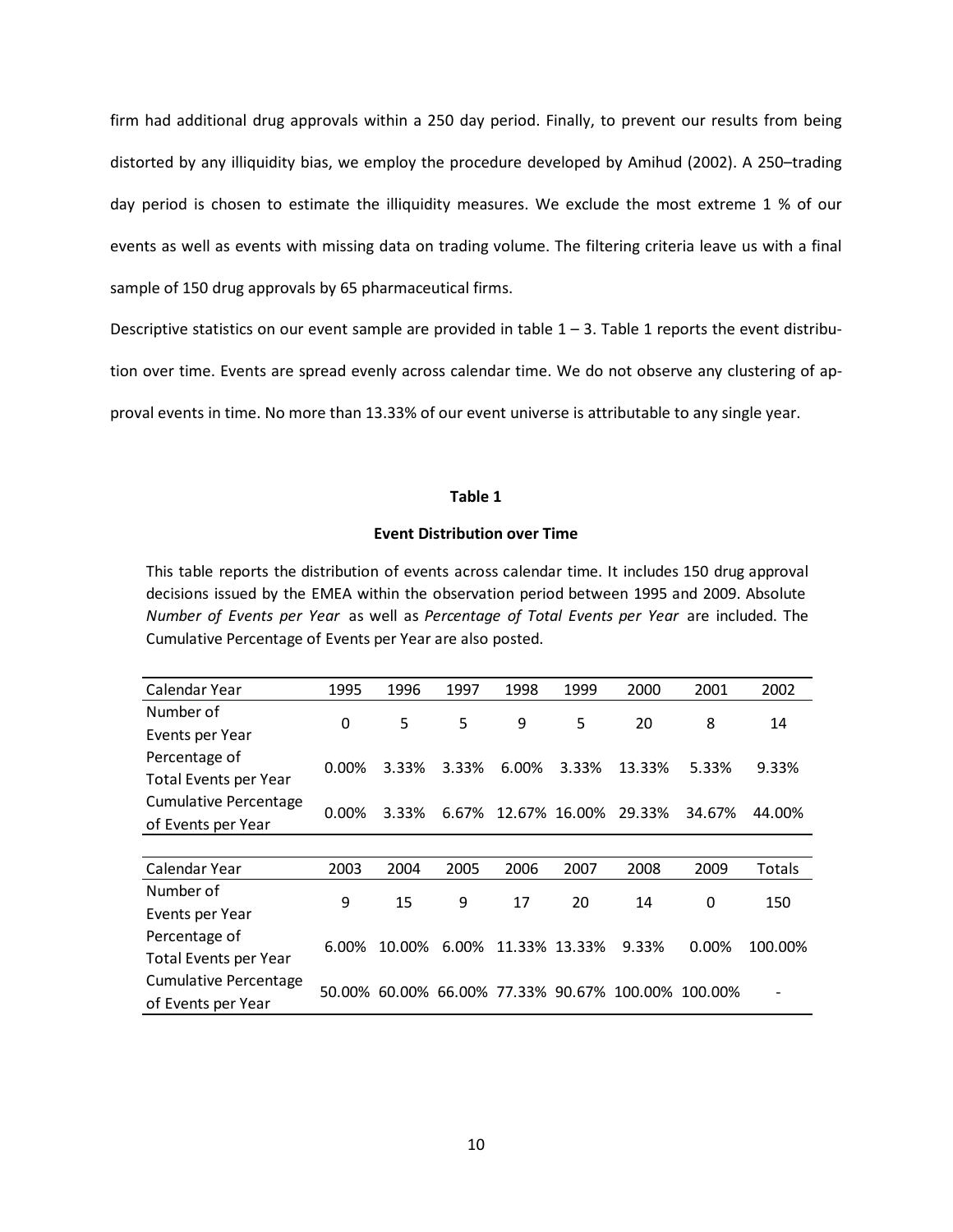firm had additional drug approvals within a 250 day period. Finally, to prevent our results from being distorted by any illiquidity bias, we employ the procedure developed by Amihud (2002). A 250–trading day period is chosen to estimate the illiquidity measures. We exclude the most extreme 1 % of our events as well as events with missing data on trading volume. The filtering criteria leave us with a final sample of 150 drug approvals by 65 pharmaceutical firms.

Descriptive statistics on our event sample are provided in table 1 – 3. Table 1 reports the event distribution over time. Events are spread evenly across calendar time. We do not observe any clustering of approval events in time. No more than 13.33% of our event universe is attributable to any single year.

**Table 1**

**Event Distribution over Time**

This table reports the distribution of events across calendar time. It includes 150 drug approval decisions issued by the EMEA within the observation period between 1995 and 2009. Absolute *Number of Events per Year* as well as *Percentage of Total Events per Year* are included. The Cumulative Percentage of Events per Year are also posted.

| Calendar Year | 1995 | 1996 | 1997 | 1998 | 1999 | 2000 | 2001 | 2002 |
|---|---|---|---|---|---|---|---|---|
| Number of Events per Year | 0 | 5 | 5 | 9 | 5 | 20 | 8 | 14 |
| Percentage of Total Events per Year | 0.00% | 3.33% | 3.33% | 6.00% | 3.33% | 13.33% | 5.33% | 9.33% |
| Cumulative Percentage of Events per Year | 0.00% | 3.33% | 6.67% | 12.67% | 16.00% | 29.33% | 34.67% | 44.00% |

| Calendar Year | 2003 | 2004 | 2005 | 2006 | 2007 | 2008 | 2009 | Totals |
|---|---|---|---|---|---|---|---|---|
| Number of Events per Year | 9 | 15 | 9 | 17 | 20 | 14 | 0 | 150 |
| Percentage of Total Events per Year | 6.00% | 10.00% | 6.00% | 11.33% | 13.33% | 9.33% | 0.00% | 100.00% |
| Cumulative Percentage of Events per Year | 50.00% | 60.00% | 66.00% | 77.33% | 90.67% | 100.00% | 100.00% | - |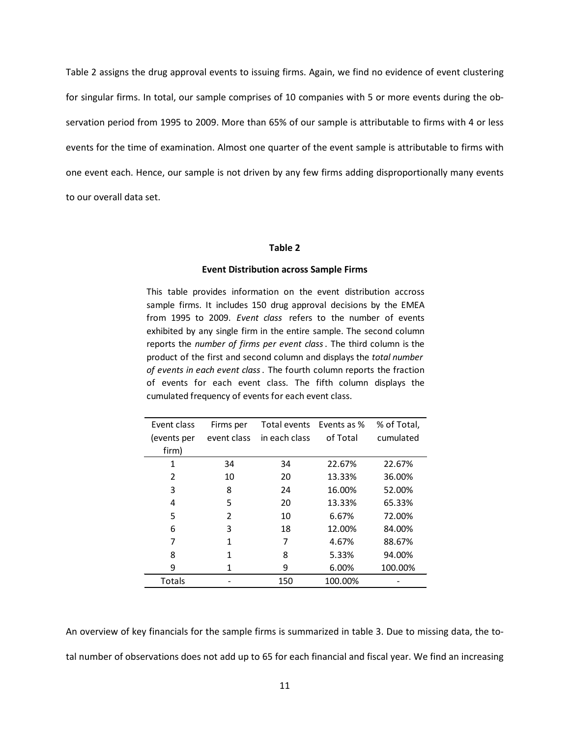Table 2 assigns the drug approval events to issuing firms. Again, we find no evidence of event clustering for singular firms. In total, our sample comprises of 10 companies with 5 or more events during the observation period from 1995 to 2009. More than 65% of our sample is attributable to firms with 4 or less events for the time of examination. Almost one quarter of the event sample is attributable to firms with one event each. Hence, our sample is not driven by any few firms adding disproportionally many events to our overall data set.

**Table 2**

**Event Distribution across Sample Firms**

This table provides information on the event distribution accross sample firms. It includes 150 drug approval decisions by the EMEA from 1995 to 2009. *Event class* refers to the number of events exhibited by any single firm in the entire sample. The second column reports the *number of firms per event class*. The third column is the product of the first and second column and displays the *total number of events in each event class*. The fourth column reports the fraction of events for each event class. The fifth column displays the cumulated frequency of events for each event class.

| Event class (events per firm) | Firms per event class | Total events in each class | Events as % of Total | % of Total, cumulated |
|---|---|---|---|---|
| 1 | 34 | 34 | 22.67% | 22.67% |
| 2 | 10 | 20 | 13.33% | 36.00% |
| 3 | 8 | 24 | 16.00% | 52.00% |
| 4 | 5 | 20 | 13.33% | 65.33% |
| 5 | 2 | 10 | 6.67% | 72.00% |
| 6 | 3 | 18 | 12.00% | 84.00% |
| 7 | 1 | 7 | 4.67% | 88.67% |
| 8 | 1 | 8 | 5.33% | 94.00% |
| 9 | 1 | 9 | 6.00% | 100.00% |
| Totals | - | 150 | 100.00% | - |

An overview of key financials for the sample firms is summarized in table 3. Due to missing data, the total number of observations does not add up to 65 for each financial and fiscal year. We find an increasing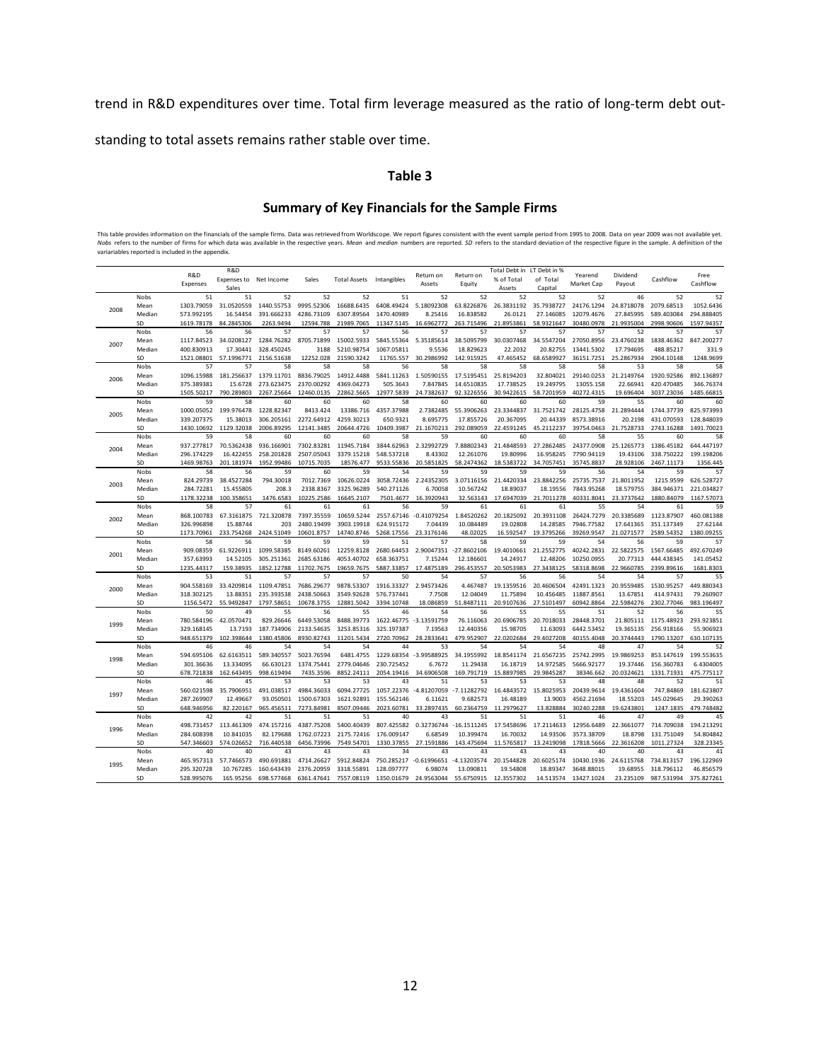trend in R&D expenditures over time. Total firm leverage measured as the ratio of long-term debt outstanding to total assets remains rather stable over time.

## Table 3

### Summary of Key Financials for the Sample Firms

This table provides information on the financials of the sample firms. Data was retrieved from Worldscope. We report figures consistent with the event sample period from 1995 to 2008. Data on year 2009 was not available yet. *Nobs* refers to the number of firms for which data was available in the respective years. *Mean* and *median* numbers are reported. *SD* refers to the standard deviation of the respective figure in the sample. A definition of the variariables reported is included in the appendix.

| | | R&D Expenses | R&D Expenses to Sales | Net Income | Sales | Total Assets | Intangibles | Return on Assets | Return on Equity | Total Debt in % of Total Assets | LT Debt in % of Total Capital | Yearend Market Cap | Dividend Payout | Cashflow | Free Cashflow |
|---|---|---|---|---|---|---|---|---|---|---|---|---|---|---|---|
| 2008 | Nobs | 51 | 51 | 52 | 52 | 52 | 51 | 52 | 52 | 52 | 52 | 52 | 46 | 52 | 52 |
| | Mean | 1303.79059 | 31.0520559 | 1440.55753 | 9995.52306 | 16688.6435 | 6408.49424 | 5.18092308 | 63.8226876 | 26.3831192 | 35.7938727 | 24176.1294 | 24.8718078 | 2079.68513 | 1052.6436 |
| | Median | 573.992195 | 16.54454 | 391.666233 | 4286.73109 | 6307.89564 | 1470.40989 | 8.25416 | 16.838582 | 26.0121 | 27.146085 | 12079.4676 | 27.845995 | 589.403084 | 294.888405 |
| | SD | 1619.78178 | 84.2845306 | 2263.9494 | 12594.788 | 21989.7065 | 11347.5145 | 16.6962772 | 263.715496 | 21.8953861 | 58.9321647 | 30480.0978 | 21.9935004 | 2998.90606 | 1597.94357 |
| 2007 | Nobs | 56 | 56 | 57 | 57 | 57 | 56 | 57 | 57 | 57 | 57 | 57 | 52 | 57 | 57 |
| | Mean | 1117.84523 | 34.0208127 | 1284.76282 | 8705.71899 | 15002.5933 | 5845.55364 | 5.35185614 | 38.5095799 | 30.0307468 | 34.5547204 | 27050.8956 | 23.4760238 | 1838.46362 | 847.200277 |
| | Median | 400.830913 | 17.30441 | 328.450245 | 3188 | 5210.98754 | 1067.05811 | 9.5536 | 18.829623 | 22.2032 | 20.82755 | 13441.5302 | 17.794695 | 488.85217 | 331.9 |
| | SD | 1521.08801 | 57.1996771 | 2156.51638 | 12252.028 | 21590.3242 | 11765.557 | 30.2986992 | 142.915925 | 47.465452 | 68.6589927 | 36151.7251 | 25.2867934 | 2904.10148 | 1248.9699 |
| 2006 | Nobs | 57 | 57 | 58 | 58 | 58 | 56 | 58 | 58 | 58 | 58 | 58 | 53 | 58 | 58 |
| | Mean | 1096.15988 | 181.256637 | 1379.11701 | 8836.79025 | 14912.4488 | 5841.11263 | 1.50590155 | 17.5195451 | 25.8194203 | 32.804021 | 29140.0253 | 21.2149764 | 1920.92586 | 892.136897 |
| | Median | 375.389381 | 15.6728 | 273.623475 | 2370.00292 | 4369.04273 | 505.3643 | 7.847845 | 14.6510835 | 17.738525 | 19.249795 | 13055.158 | 22.66941 | 420.470485 | 346.76374 |
| | SD | 1505.50217 | 790.289803 | 2267.25664 | 12460.0135 | 22862.5665 | 12977.5839 | 24.7382637 | 92.3226556 | 30.9422615 | 58.7201959 | 40272.4315 | 19.696404 | 3037.23036 | 1485.66815 |
| 2005 | Nobs | 59 | 58 | 60 | 60 | 60 | 58 | 60 | 60 | 60 | 60 | 59 | 55 | 60 | 60 |
| | Mean | 1000.05052 | 199.976478 | 1228.82347 | 8413.424 | 13386.716 | 4357.37988 | 2.7382485 | 55.3906263 | 23.3344837 | 31.7521742 | 28125.4758 | 21.2894444 | 1744.37739 | 825.973993 |
| | Median | 339.207375 | 15.38013 | 306.205161 | 2272.64912 | 4259.30213 | 650.9321 | 8.695775 | 17.855726 | 20.367095 | 20.44339 | 8573.38916 | 20.2198 | 431.070593 | 128.848039 |
| | SD | 1430.10692 | 1129.32038 | 2006.89295 | 12141.3485 | 20644.4726 | 10409.3987 | 21.1670213 | 292.089059 | 22.4591245 | 45.2112237 | 39754.0463 | 21.7528733 | 2743.16288 | 1491.70023 |
| 2004 | Nobs | 59 | 58 | 60 | 60 | 60 | 58 | 59 | 60 | 60 | 60 | 58 | 55 | 60 | 58 |
| | Mean | 937.277817 | 70.5362438 | 936.166901 | 7302.83281 | 11945.7184 | 3844.62963 | 2.32992729 | 7.88802343 | 21.4848593 | 27.2862485 | 24377.0908 | 25.1265773 | 1386.45182 | 644.447197 |
| | Median | 296.174229 | 16.422455 | 258.201828 | 2507.05043 | 3379.15218 | 548.537218 | 8.43302 | 12.261076 | 19.80996 | 16.958245 | 7790.94119 | 19.43106 | 338.750222 | 199.198206 |
| | SD | 1469.98763 | 201.181974 | 1952.99486 | 10715.7035 | 18576.477 | 9533.55836 | 20.5851825 | 58.2474362 | 18.5383722 | 34.7057451 | 35745.8837 | 28.928106 | 2467.11173 | 1356.445 |
| 2003 | Nobs | 58 | 56 | 59 | 60 | 59 | 54 | 59 | 59 | 59 | 59 | 56 | 54 | 59 | 57 |
| | Mean | 824.29739 | 38.4527284 | 794.30018 | 7012.7369 | 10626.0224 | 3058.72436 | 2.24352305 | 3.07116156 | 21.4420334 | 23.8842256 | 25735.7537 | 21.8011952 | 1215.9599 | 626.528727 |
| | Median | 284.72281 | 15.455805 | 208.3 | 2338.8367 | 3325.96289 | 540.271126 | 6.70058 | 10.567242 | 18.89037 | 18.19556 | 7843.95268 | 18.579755 | 384.946371 | 221.034827 |
| | SD | 1178.32238 | 100.358651 | 1476.6583 | 10225.2586 | 16645.2107 | 7501.4677 | 16.3920943 | 32.563143 | 17.6947039 | 21.7011278 | 40331.8041 | 23.3737642 | 1880.84079 | 1167.57073 |
| 2002 | Nobs | 58 | 57 | 61 | 61 | 61 | 56 | 59 | 61 | 61 | 61 | 55 | 54 | 61 | 59 |
| | Mean | 868.100783 | 67.3161875 | 721.320878 | 7397.35559 | 10659.5244 | 2557.67146 | -0.41079254 | 1.84520262 | 20.1825092 | 20.3931108 | 26424.7279 | 20.3385689 | 1123.87907 | 460.081388 |
| | Median | 326.996898 | 15.88744 | 203 | 2480.19499 | 3903.19918 | 624.915172 | 7.04439 | 10.084489 | 19.02808 | 14.28585 | 7946.77582 | 17.641365 | 351.137349 | 27.62144 |
| | SD | 1173.70961 | 233.754268 | 2424.51049 | 10601.8757 | 14740.8746 | 5268.17556 | 23.3176146 | 48.02025 | 16.592547 | 19.3795266 | 39269.9547 | 21.0271577 | 2589.54352 | 1380.09255 |
| 2001 | Nobs | 58 | 56 | 59 | 59 | 59 | 51 | 57 | 58 | 59 | 59 | 54 | 56 | 59 | 57 |
| | Mean | 909.08359 | 61.9226911 | 1099.58385 | 8149.60261 | 12259.8128 | 2680.64453 | 2.90047351 | -27.8602106 | 19.4010661 | 21.2552775 | 40242.2831 | 22.5822575 | 1567.66485 | 492.670249 |
| | Median | 357.63993 | 14.52105 | 305.251361 | 2685.63186 | 4053.40702 | 658.363751 | 7.15244 | 12.186601 | 14.24917 | 12.48206 | 10250.0955 | 20.77313 | 444.438345 | 141.05452 |
| | SD | 1235.44317 | 159.38935 | 1852.12788 | 11702.7675 | 19659.7675 | 5887.33857 | 17.4875189 | 296.453557 | 20.5053983 | 27.3438125 | 58318.8698 | 22.9660785 | 2399.89616 | 1681.8303 |
| 2000 | Nobs | 53 | 51 | 57 | 57 | 57 | 50 | 54 | 57 | 56 | 56 | 54 | 54 | 57 | 55 |
| | Mean | 904.558169 | 33.4209814 | 1109.47851 | 7686.29677 | 9878.53307 | 1916.33327 | 2.94573426 | 4.467487 | 19.1359516 | 20.4606504 | 42491.1323 | 20.9559485 | 1530.95257 | 449.880343 |
| | Median | 318.302125 | 13.88351 | 235.393538 | 2438.50663 | 3549.92628 | 576.737441 | 7.7508 | 12.04049 | 11.75894 | 10.456485 | 11887.8561 | 13.67851 | 414.97431 | 79.260907 |
| | SD | 1156.5472 | 55.9492847 | 1797.58651 | 10678.3755 | 12881.5042 | 3394.10748 | 18.086859 | 51.8487111 | 20.9107636 | 27.5101497 | 60942.8864 | 22.5984276 | 2302.77046 | 983.196497 |
| 1999 | Nobs | 50 | 49 | 55 | 56 | 55 | 46 | 54 | 56 | 55 | 55 | 51 | 52 | 56 | 55 |
| | Mean | 780.584196 | 42.0570471 | 829.26646 | 6449.53058 | 8488.39773 | 1622.46775 | -3.13591759 | 76.116063 | 20.6906785 | 20.7018033 | 28448.3701 | 21.805111 | 1175.48923 | 293.923851 |
| | Median | 329.168145 | 13.7193 | 187.734906 | 2133.54635 | 3253.85316 | 325.197387 | 7.19563 | 12.440356 | 15.98705 | 11.63093 | 6442.53452 | 19.365135 | 256.918166 | 55.906923 |
| | SD | 948.651379 | 102.398644 | 1380.45806 | 8930.82743 | 11201.5434 | 2720.70962 | 28.2833641 | 479.952907 | 22.0202684 | 29.4027208 | 40155.4048 | 20.3744443 | 1790.13207 | 630.107135 |
| 1998 | Nobs | 46 | 46 | 54 | 54 | 54 | 44 | 53 | 54 | 54 | 54 | 48 | 47 | 54 | 52 |
| | Mean | 594.695106 | 62.6163511 | 589.340557 | 5023.76594 | 6481.4755 | 1229.68354 | -3.99588925 | 34.1955992 | 18.8541174 | 21.6567235 | 25742.2995 | 19.9869253 | 853.147619 | 199.553635 |
| | Median | 301.36636 | 13.334095 | 66.630123 | 1374.75441 | 2779.04646 | 230.725452 | 6.7672 | 11.29438 | 16.18719 | 14.972585 | 5666.92177 | 19.37446 | 156.360783 | 6.4304005 |
| | SD | 678.721838 | 162.643495 | 998.619494 | 7435.3596 | 8852.24111 | 2054.19416 | 34.6906508 | 169.791719 | 15.8897985 | 29.9845287 | 38346.662 | 20.0324621 | 1331.71931 | 475.775117 |
| 1997 | Nobs | 46 | 45 | 53 | 53 | 53 | 43 | 51 | 53 | 53 | 53 | 48 | 48 | 52 | 51 |
| | Mean | 560.021598 | 35.7906951 | 491.038517 | 4984.36033 | 6094.27725 | 1057.22376 | -4.81207059 | -7.11282792 | 16.4843572 | 15.8025953 | 20439.9614 | 19.4361604 | 747.84869 | 181.623807 |
| | Median | 287.269907 | 12.49667 | 93.050501 | 1500.67303 | 1621.92891 | 155.562146 | 6.11621 | 9.682573 | 16.48189 | 13.9003 | 4562.21694 | 18.55203 | 145.029645 | 29.390263 |
| | SD | 648.946956 | 82.220167 | 965.456511 | 7273.84981 | 8507.09446 | 2023.60781 | 33.2897435 | 60.2364759 | 11.2979627 | 13.828884 | 30240.2288 | 19.6243801 | 1247.1835 | 479.748482 |
| 1996 | Nobs | 42 | 42 | 51 | 51 | 51 | 40 | 43 | 51 | 51 | 51 | 46 | 47 | 49 | 45 |
| | Mean | 498.731457 | 113.461309 | 474.157216 | 4387.75208 | 5400.40439 | 807.425582 | 0.32736744 | -16.1511245 | 17.5458696 | 17.2114633 | 12956.6489 | 22.3661077 | 714.709038 | 194.213291 |
| | Median | 284.608398 | 10.841035 | 82.179688 | 1762.07223 | 2175.72416 | 176.009147 | 6.68549 | 10.399474 | 16.70032 | 14.93506 | 3573.38709 | 18.8798 | 131.751049 | 54.804842 |
| | SD | 547.346603 | 574.026652 | 716.440538 | 6456.73996 | 7549.54701 | 1330.37855 | 27.1591886 | 143.475694 | 11.5765817 | 13.2419098 | 17818.5666 | 22.3616208 | 1011.27324 | 328.23345 |
| 1995 | Nobs | 40 | 40 | 43 | 43 | 43 | 34 | 43 | 43 | 43 | 43 | 40 | 40 | 43 | 41 |
| | Mean | 465.957313 | 57.7466573 | 490.691881 | 4714.26627 | 5912.84824 | 750.285217 | -0.61996651 | -4.13203574 | 20.1544828 | 20.6025174 | 10430.1936 | 24.6115768 | 734.813157 | 196.122969 |
| | Median | 295.320728 | 10.767285 | 160.643439 | 2376.20959 | 3318.55891 | 128.097777 | 6.98074 | 13.090811 | 19.54808 | 18.89347 | 3648.88015 | 19.68955 | 318.796112 | 46.856579 |
| | SD | 528.995076 | | 165.95256 | 698.577468 | 6361.47641 | 7557.08119 | 1350.01679 | 24.9563044 | 55.6750915 | 12.3557302 | 14.513574 | 13427.1024 | 23.235109 | 987.531994 | 375.827261 |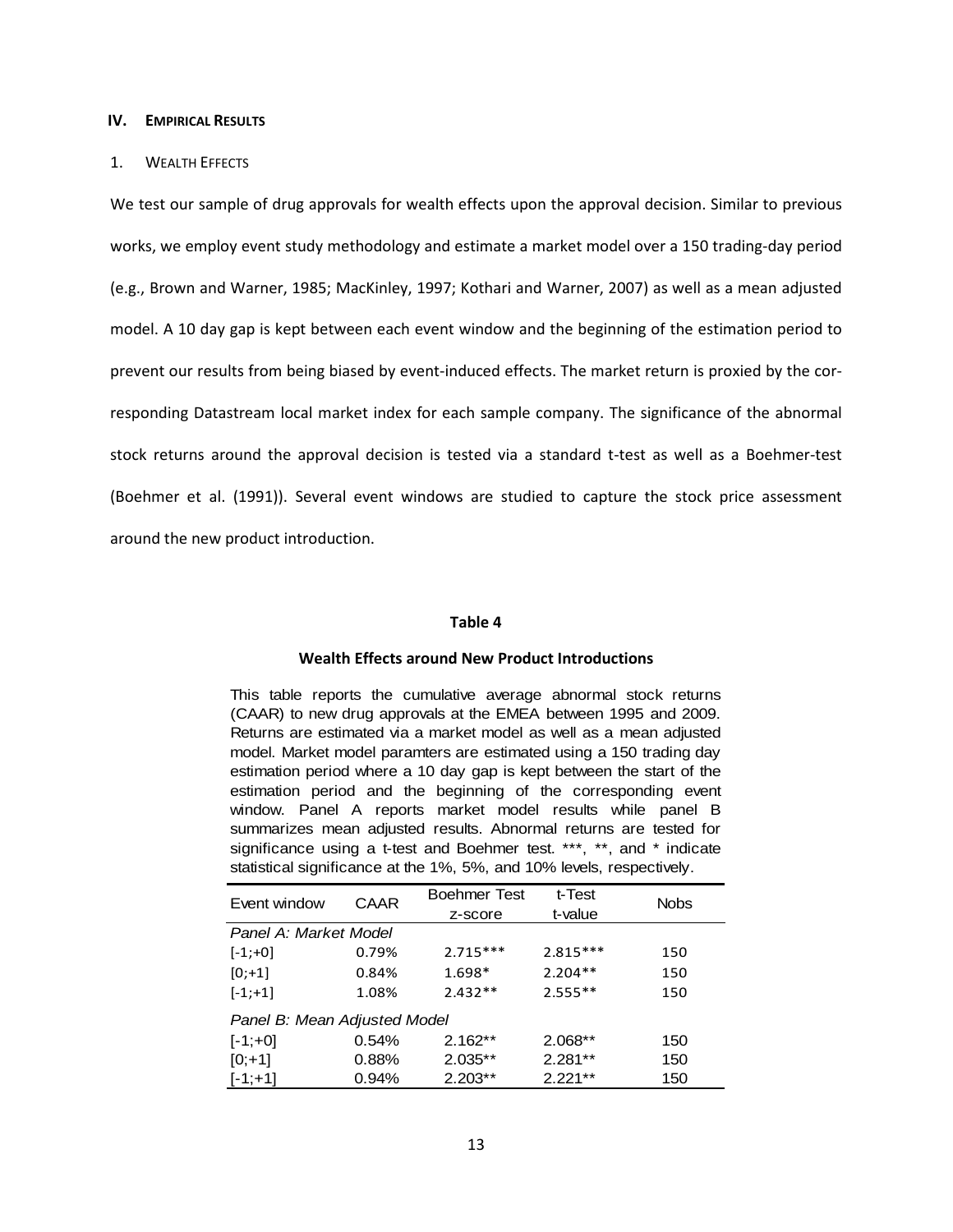## IV. Empirical Results

### 1. Wealth Effects

We test our sample of drug approvals for wealth effects upon the approval decision. Similar to previous works, we employ event study methodology and estimate a market model over a 150 trading-day period (e.g., Brown and Warner, 1985; MacKinley, 1997; Kothari and Warner, 2007) as well as a mean adjusted model. A 10 day gap is kept between each event window and the beginning of the estimation period to prevent our results from being biased by event-induced effects. The market return is proxied by the corresponding Datastream local market index for each sample company. The significance of the abnormal stock returns around the approval decision is tested via a standard t-test as well as a Boehmer-test (Boehmer et al. (1991)). Several event windows are studied to capture the stock price assessment around the new product introduction.

**Table 4**

**Wealth Effects around New Product Introductions**

This table reports the cumulative average abnormal stock returns (CAAR) to new drug approvals at the EMEA between 1995 and 2009. Returns are estimated via a market model as well as a mean adjusted model. Market model paramters are estimated using a 150 trading day estimation period where a 10 day gap is kept between the start of the estimation period and the beginning of the corresponding event window. Panel A reports market model results while panel B summarizes mean adjusted results. Abnormal returns are tested for significance using a t-test and Boehmer test. ***, **, and * indicate statistical significance at the 1%, 5%, and 10% levels, respectively.

| Event window | CAAR | Boehmer Test z-score | t-Test t-value | Nobs |
|---|---|---|---|---|
| *Panel A: Market Model* | | | | |
| [-1;+0] | 0.79% | 2.715*** | 2.815*** | 150 |
| [0;+1] | 0.84% | 1.698* | 2.204** | 150 |
| [-1;+1] | 1.08% | 2.432** | 2.555** | 150 |
| *Panel B: Mean Adjusted Model* | | | | |
| [-1;+0] | 0.54% | 2.162** | 2.068** | 150 |
| [0;+1] | 0.88% | 2.035** | 2.281** | 150 |
| [-1;+1] | 0.94% | 2.203** | 2.221** | 150 |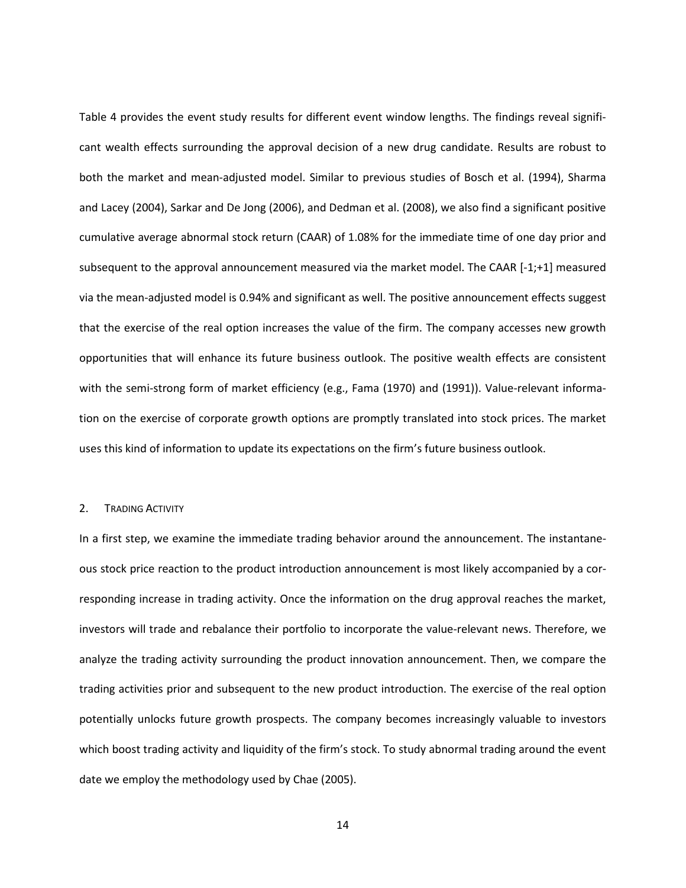Table 4 provides the event study results for different event window lengths. The findings reveal significant wealth effects surrounding the approval decision of a new drug candidate. Results are robust to both the market and mean-adjusted model. Similar to previous studies of Bosch et al. (1994), Sharma and Lacey (2004), Sarkar and De Jong (2006), and Dedman et al. (2008), we also find a significant positive cumulative average abnormal stock return (CAAR) of 1.08% for the immediate time of one day prior and subsequent to the approval announcement measured via the market model. The CAAR [-1;+1] measured via the mean-adjusted model is 0.94% and significant as well. The positive announcement effects suggest that the exercise of the real option increases the value of the firm. The company accesses new growth opportunities that will enhance its future business outlook. The positive wealth effects are consistent with the semi-strong form of market efficiency (e.g., Fama (1970) and (1991)). Value-relevant information on the exercise of corporate growth options are promptly translated into stock prices. The market uses this kind of information to update its expectations on the firm's future business outlook.

## 2. Trading Activity

In a first step, we examine the immediate trading behavior around the announcement. The instantaneous stock price reaction to the product introduction announcement is most likely accompanied by a corresponding increase in trading activity. Once the information on the drug approval reaches the market, investors will trade and rebalance their portfolio to incorporate the value-relevant news. Therefore, we analyze the trading activity surrounding the product innovation announcement. Then, we compare the trading activities prior and subsequent to the new product introduction. The exercise of the real option potentially unlocks future growth prospects. The company becomes increasingly valuable to investors which boost trading activity and liquidity of the firm's stock. To study abnormal trading around the event date we employ the methodology used by Chae (2005).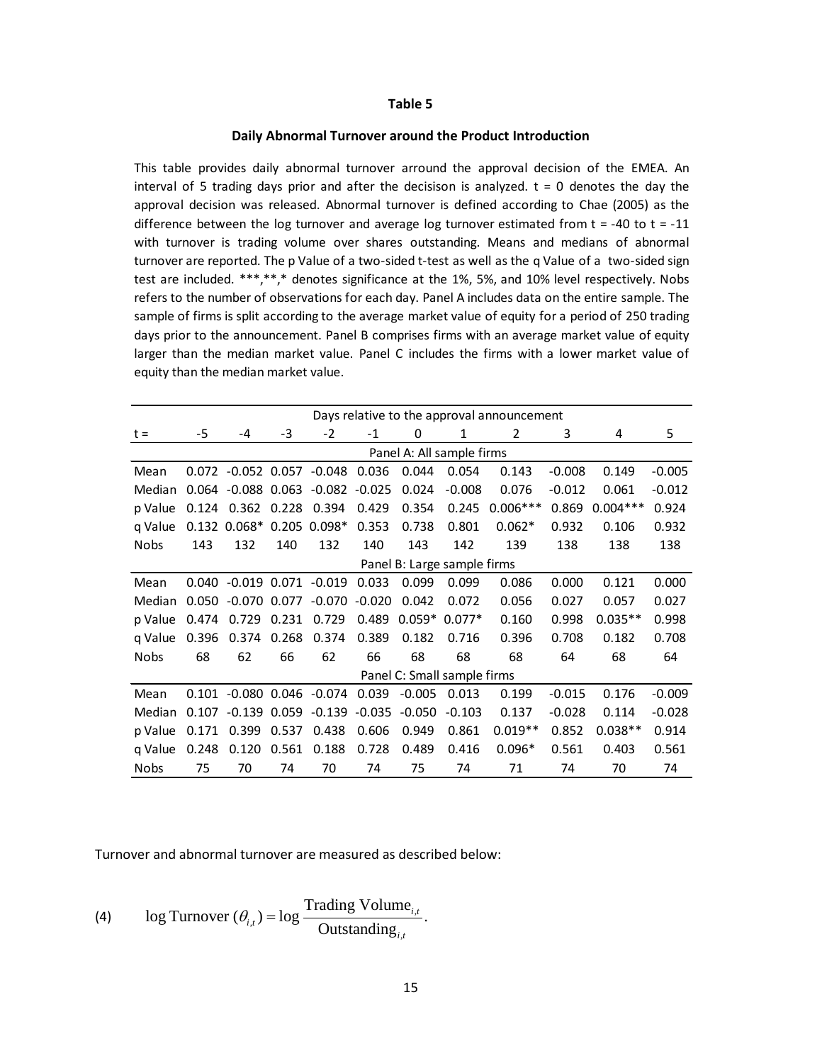**Table 5**

**Daily Abnormal Turnover around the Product Introduction**

This table provides daily abnormal turnover arround the approval decision of the EMEA. An interval of 5 trading days prior and after the decisison is analyzed. t = 0 denotes the day the approval decision was released. Abnormal turnover is defined according to Chae (2005) as the difference between the log turnover and average log turnover estimated from t = -40 to t = -11 with turnover is trading volume over shares outstanding. Means and medians of abnormal turnover are reported. The p Value of a two-sided t-test as well as the q Value of a two-sided sign test are included. ***,**,* denotes significance at the 1%, 5%, and 10% level respectively. Nobs refers to the number of observations for each day. Panel A includes data on the entire sample. The sample of firms is split according to the average market value of equity for a period of 250 trading days prior to the announcement. Panel B comprises firms with an average market value of equity larger than the median market value. Panel C includes the firms with a lower market value of equity than the median market value.

| | Days relative to the approval announcement | | | | | | | | | | |
|---|---|---|---|---|---|---|---|---|---|---|---|
| t = | -5 | -4 | -3 | -2 | -1 | 0 | 1 | 2 | 3 | 4 | 5 |
| | Panel A: All sample firms | | | | | | | | | | |
| Mean | 0.072 | -0.052 | 0.057 | -0.048 | 0.036 | 0.044 | 0.054 | 0.143 | -0.008 | 0.149 | -0.005 |
| Median | 0.064 | -0.088 | 0.063 | -0.082 | -0.025 | 0.024 | -0.008 | 0.076 | -0.012 | 0.061 | -0.012 |
| p Value | 0.124 | 0.362 | 0.228 | 0.394 | 0.429 | 0.354 | 0.245 | 0.006*** | 0.869 | 0.004*** | 0.924 |
| q Value | 0.132 | 0.068* | 0.205 | 0.098* | 0.353 | 0.738 | 0.801 | 0.062* | 0.932 | 0.106 | 0.932 |
| Nobs | 143 | 132 | 140 | 132 | 140 | 143 | 142 | 139 | 138 | 138 | 138 |
| | Panel B: Large sample firms | | | | | | | | | | |
| Mean | 0.040 | -0.019 | 0.071 | -0.019 | 0.033 | 0.099 | 0.099 | 0.086 | 0.000 | 0.121 | 0.000 |
| Median | 0.050 | -0.070 | 0.077 | -0.070 | -0.020 | 0.042 | 0.072 | 0.056 | 0.027 | 0.057 | 0.027 |
| p Value | 0.474 | 0.729 | 0.231 | 0.729 | 0.489 | 0.059* | 0.077* | 0.160 | 0.998 | 0.035** | 0.998 |
| q Value | 0.396 | 0.374 | 0.268 | 0.374 | 0.389 | 0.182 | 0.716 | 0.396 | 0.708 | 0.182 | 0.708 |
| Nobs | 68 | 62 | 66 | 62 | 66 | 68 | 68 | 68 | 64 | 68 | 64 |
| | Panel C: Small sample firms | | | | | | | | | | |
| Mean | 0.101 | -0.080 | 0.046 | -0.074 | 0.039 | -0.005 | 0.013 | 0.199 | -0.015 | 0.176 | -0.009 |
| Median | 0.107 | -0.139 | 0.059 | -0.139 | -0.035 | -0.050 | -0.103 | 0.137 | -0.028 | 0.114 | -0.028 |
| p Value | 0.171 | 0.399 | 0.537 | 0.438 | 0.606 | 0.949 | 0.861 | 0.019** | 0.852 | 0.038** | 0.914 |
| q Value | 0.248 | 0.120 | 0.561 | 0.188 | 0.728 | 0.489 | 0.416 | 0.096* | 0.561 | 0.403 | 0.561 |
| Nobs | 75 | 70 | 74 | 70 | 74 | 75 | 74 | 71 | 74 | 70 | 74 |

Turnover and abnormal turnover are measured as described below:

$$\text{(4)} \qquad \log \text{Turnover } (\theta_{i,t}) = \log \frac{\text{Trading Volume}_{i,t}}{\text{Outstanding}_{i,t}}.$$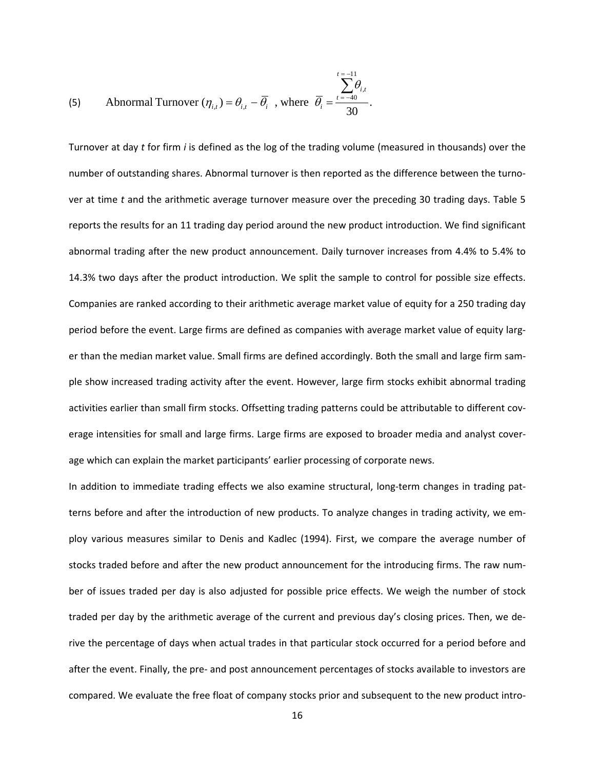(5) $$\text{Abnormal Turnover } (\eta_{i,t}) = \theta_{i,t} - \overline{\theta_i} \text{ , where } \overline{\theta_i} = \frac{\sum_{t=-40}^{t=-11} \theta_{i,t}}{30}.$$

Turnover at day *t* for firm *i* is defined as the log of the trading volume (measured in thousands) over the number of outstanding shares. Abnormal turnover is then reported as the difference between the turnover at time *t* and the arithmetic average turnover measure over the preceding 30 trading days. Table 5 reports the results for an 11 trading day period around the new product introduction. We find significant abnormal trading after the new product announcement. Daily turnover increases from 4.4% to 5.4% to 14.3% two days after the product introduction. We split the sample to control for possible size effects. Companies are ranked according to their arithmetic average market value of equity for a 250 trading day period before the event. Large firms are defined as companies with average market value of equity larger than the median market value. Small firms are defined accordingly. Both the small and large firm sample show increased trading activity after the event. However, large firm stocks exhibit abnormal trading activities earlier than small firm stocks. Offsetting trading patterns could be attributable to different coverage intensities for small and large firms. Large firms are exposed to broader media and analyst coverage which can explain the market participants' earlier processing of corporate news.

In addition to immediate trading effects we also examine structural, long-term changes in trading patterns before and after the introduction of new products. To analyze changes in trading activity, we employ various measures similar to Denis and Kadlec (1994). First, we compare the average number of stocks traded before and after the new product announcement for the introducing firms. The raw number of issues traded per day is also adjusted for possible price effects. We weigh the number of stock traded per day by the arithmetic average of the current and previous day's closing prices. Then, we derive the percentage of days when actual trades in that particular stock occurred for a period before and after the event. Finally, the pre- and post announcement percentages of stocks available to investors are compared. We evaluate the free float of company stocks prior and subsequent to the new product intro-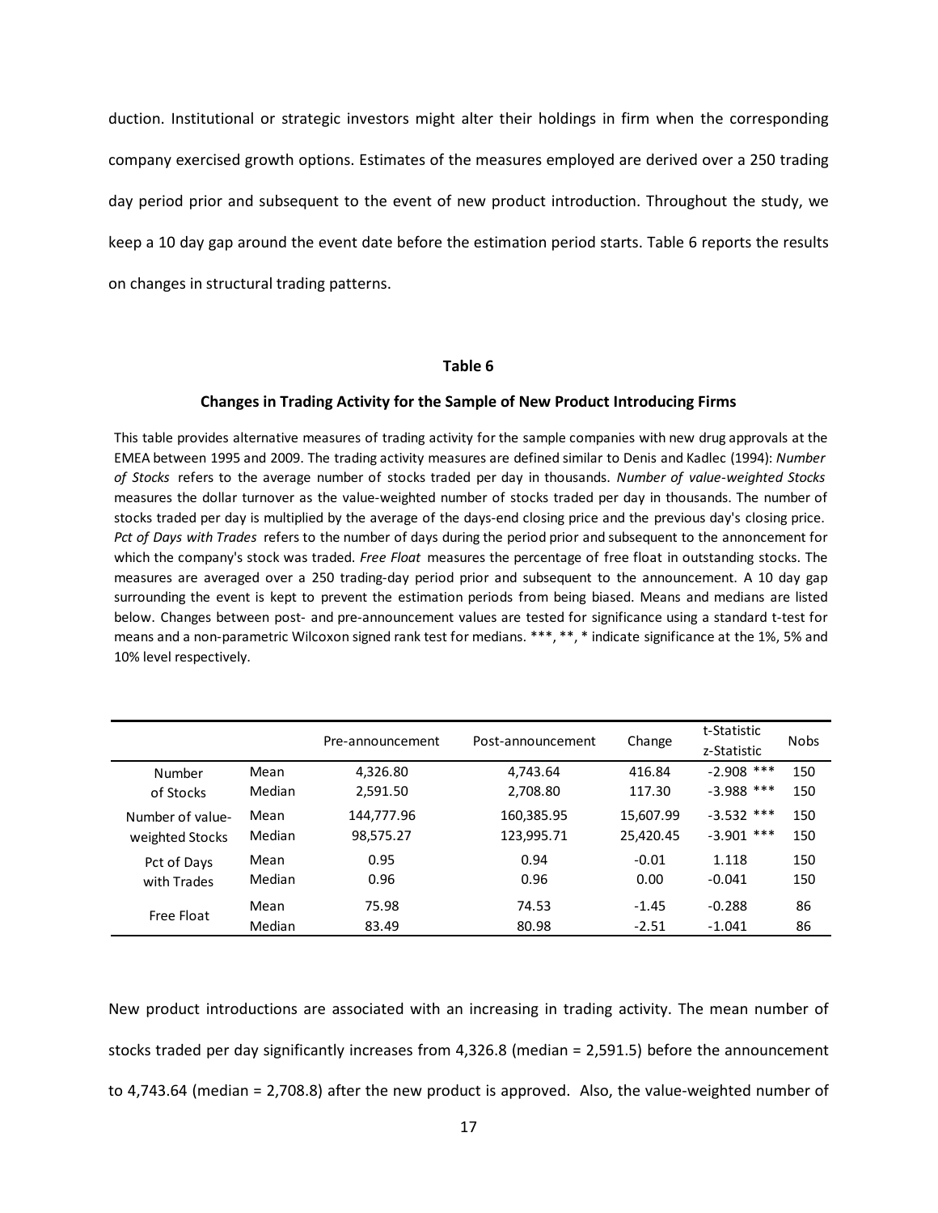duction. Institutional or strategic investors might alter their holdings in firm when the corresponding company exercised growth options. Estimates of the measures employed are derived over a 250 trading day period prior and subsequent to the event of new product introduction. Throughout the study, we keep a 10 day gap around the event date before the estimation period starts. Table 6 reports the results on changes in structural trading patterns.

**Table 6**

**Changes in Trading Activity for the Sample of New Product Introducing Firms**

This table provides alternative measures of trading activity for the sample companies with new drug approvals at the EMEA between 1995 and 2009. The trading activity measures are defined similar to Denis and Kadlec (1994): *Number of Stocks* refers to the average number of stocks traded per day in thousands. *Number of value-weighted Stocks* measures the dollar turnover as the value-weighted number of stocks traded per day in thousands. The number of stocks traded per day is multiplied by the average of the days-end closing price and the previous day's closing price. *Pct of Days with Trades* refers to the number of days during the period prior and subsequent to the annoncement for which the company's stock was traded. *Free Float* measures the percentage of free float in outstanding stocks. The measures are averaged over a 250 trading-day period prior and subsequent to the announcement. A 10 day gap surrounding the event is kept to prevent the estimation periods from being biased. Means and medians are listed below. Changes between post- and pre-announcement values are tested for significance using a standard t-test for means and a non-parametric Wilcoxon signed rank test for medians. ***, **, * indicate significance at the 1%, 5% and 10% level respectively.

| | | Pre-announcement | Post-announcement | Change | t-Statistic z-Statistic | Nobs |
|---|---|---|---|---|---|---|
| Number of Stocks | Mean | 4,326.80 | 4,743.64 | 416.84 | -2.908 *** | 150 |
| | Median | 2,591.50 | 2,708.80 | 117.30 | -3.988 *** | 150 |
| Number of value-weighted Stocks | Mean | 144,777.96 | 160,385.95 | 15,607.99 | -3.532 *** | 150 |
| | Median | 98,575.27 | 123,995.71 | 25,420.45 | -3.901 *** | 150 |
| Pct of Days with Trades | Mean | 0.95 | 0.94 | -0.01 | 1.118 | 150 |
| | Median | 0.96 | 0.96 | 0.00 | -0.041 | 150 |
| Free Float | Mean | 75.98 | 74.53 | -1.45 | -0.288 | 86 |
| | Median | 83.49 | 80.98 | -2.51 | -1.041 | 86 |

New product introductions are associated with an increasing in trading activity. The mean number of stocks traded per day significantly increases from 4,326.8 (median = 2,591.5) before the announcement to 4,743.64 (median = 2,708.8) after the new product is approved. Also, the value-weighted number of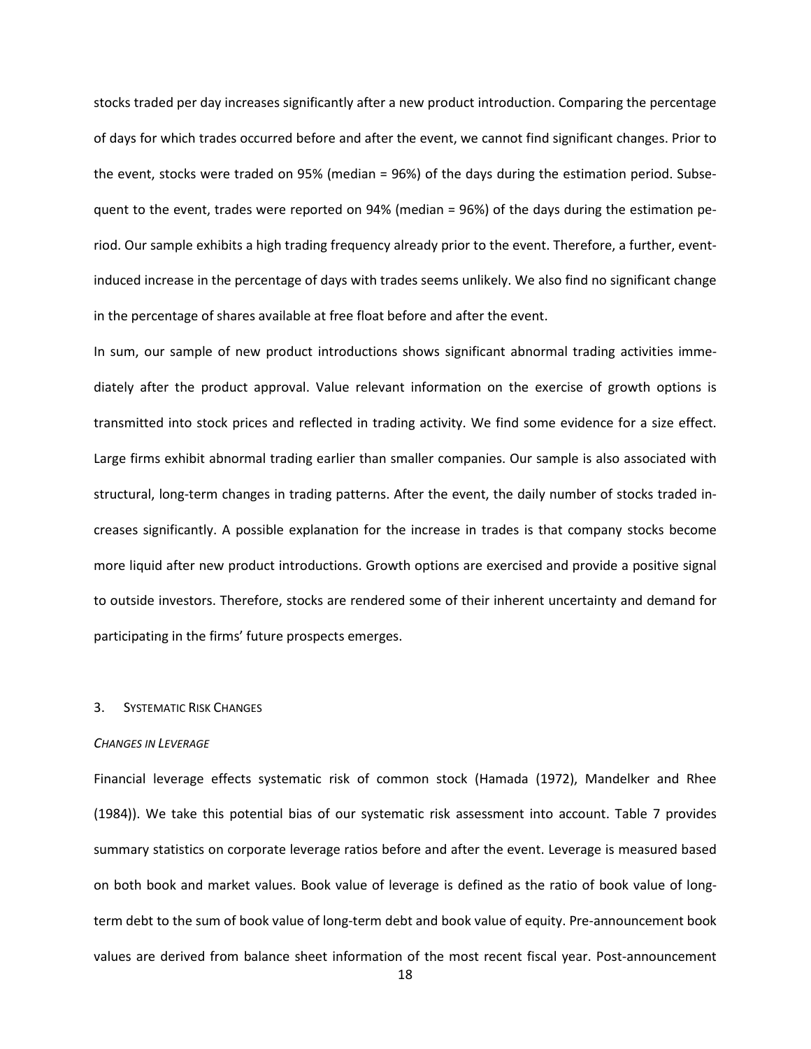stocks traded per day increases significantly after a new product introduction. Comparing the percentage of days for which trades occurred before and after the event, we cannot find significant changes. Prior to the event, stocks were traded on 95% (median = 96%) of the days during the estimation period. Subsequent to the event, trades were reported on 94% (median = 96%) of the days during the estimation period. Our sample exhibits a high trading frequency already prior to the event. Therefore, a further, event-induced increase in the percentage of days with trades seems unlikely. We also find no significant change in the percentage of shares available at free float before and after the event.

In sum, our sample of new product introductions shows significant abnormal trading activities immediately after the product approval. Value relevant information on the exercise of growth options is transmitted into stock prices and reflected in trading activity. We find some evidence for a size effect. Large firms exhibit abnormal trading earlier than smaller companies. Our sample is also associated with structural, long-term changes in trading patterns. After the event, the daily number of stocks traded increases significantly. A possible explanation for the increase in trades is that company stocks become more liquid after new product introductions. Growth options are exercised and provide a positive signal to outside investors. Therefore, stocks are rendered some of their inherent uncertainty and demand for participating in the firms' future prospects emerges.

## 3. Systematic Risk Changes

### *Changes in Leverage*

Financial leverage effects systematic risk of common stock (Hamada (1972), Mandelker and Rhee (1984)). We take this potential bias of our systematic risk assessment into account. Table 7 provides summary statistics on corporate leverage ratios before and after the event. Leverage is measured based on both book and market values. Book value of leverage is defined as the ratio of book value of long-term debt to the sum of book value of long-term debt and book value of equity. Pre-announcement book values are derived from balance sheet information of the most recent fiscal year. Post-announcement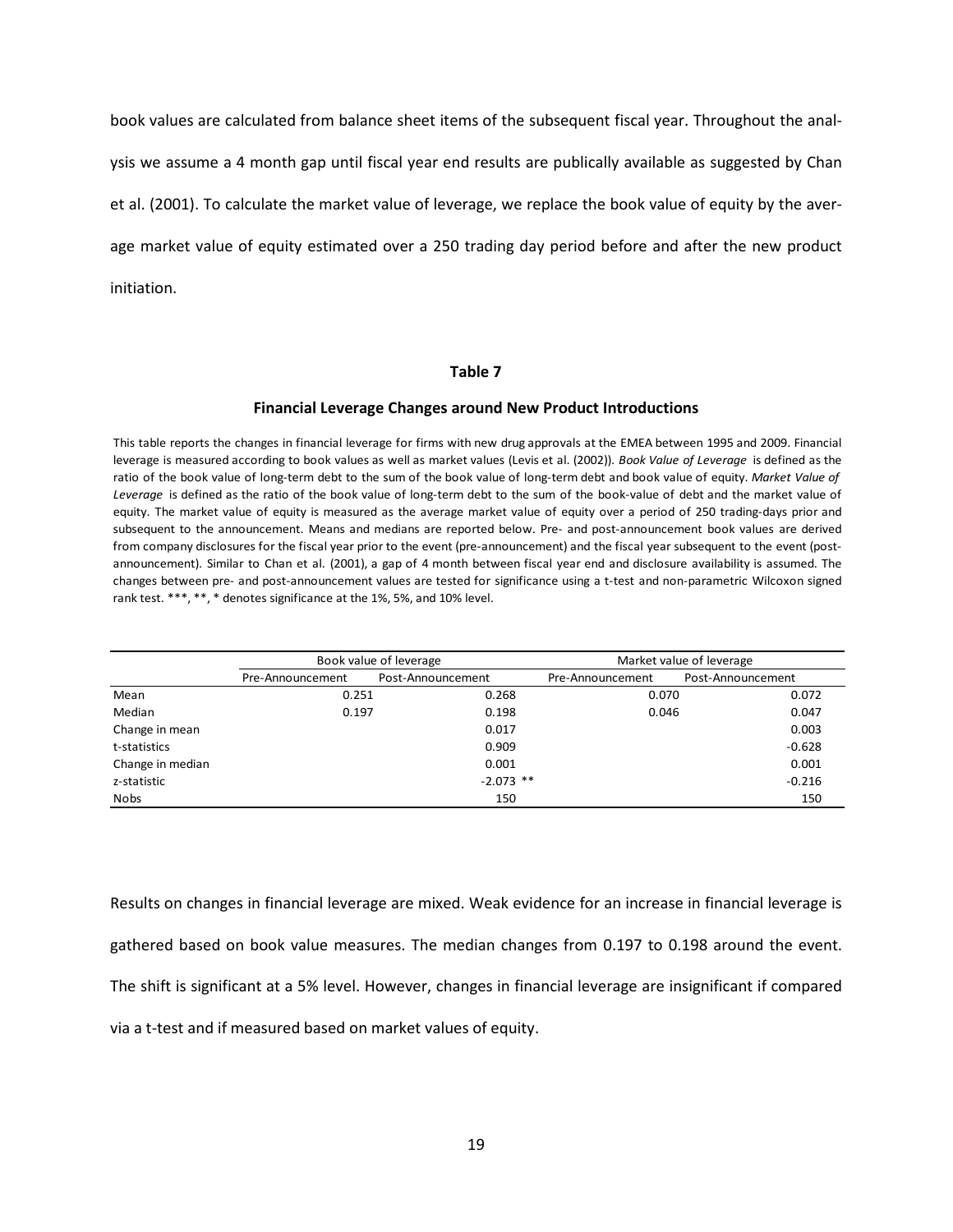book values are calculated from balance sheet items of the subsequent fiscal year. Throughout the analysis we assume a 4 month gap until fiscal year end results are publically available as suggested by Chan et al. (2001). To calculate the market value of leverage, we replace the book value of equity by the average market value of equity estimated over a 250 trading day period before and after the new product initiation.

### Table 7

**Financial Leverage Changes around New Product Introductions**

This table reports the changes in financial leverage for firms with new drug approvals at the EMEA between 1995 and 2009. Financial leverage is measured according to book values as well as market values (Levis et al. (2002)). *Book Value of Leverage* is defined as the ratio of the book value of long-term debt to the sum of the book value of long-term debt and book value of equity. *Market Value of Leverage* is defined as the ratio of the book value of long-term debt to the sum of the book-value of debt and the market value of equity. The market value of equity is measured as the average market value of equity over a period of 250 trading-days prior and subsequent to the announcement. Means and medians are reported below. Pre- and post-announcement book values are derived from company disclosures for the fiscal year prior to the event (pre-announcement) and the fiscal year subsequent to the event (post-announcement). Similar to Chan et al. (2001), a gap of 4 month between fiscal year end and disclosure availability is assumed. The changes between pre- and post-announcement values are tested for significance using a t-test and non-parametric Wilcoxon signed rank test. ***, **, * denotes significance at the 1%, 5%, and 10% level.

| | Book value of leverage | | Market value of leverage | |
|---|---|---|---|---|
| | Pre-Announcement | Post-Announcement | Pre-Announcement | Post-Announcement |
| Mean | 0.251 | 0.268 | 0.070 | 0.072 |
| Median | 0.197 | 0.198 | 0.046 | 0.047 |
| Change in mean | | 0.017 | | 0.003 |
| t-statistics | | 0.909 | | -0.628 |
| Change in median | | 0.001 | | 0.001 |
| z-statistic | | -2.073 ** | | -0.216 |
| Nobs | | 150 | | 150 |

Results on changes in financial leverage are mixed. Weak evidence for an increase in financial leverage is gathered based on book value measures. The median changes from 0.197 to 0.198 around the event. The shift is significant at a 5% level. However, changes in financial leverage are insignificant if compared via a t-test and if measured based on market values of equity.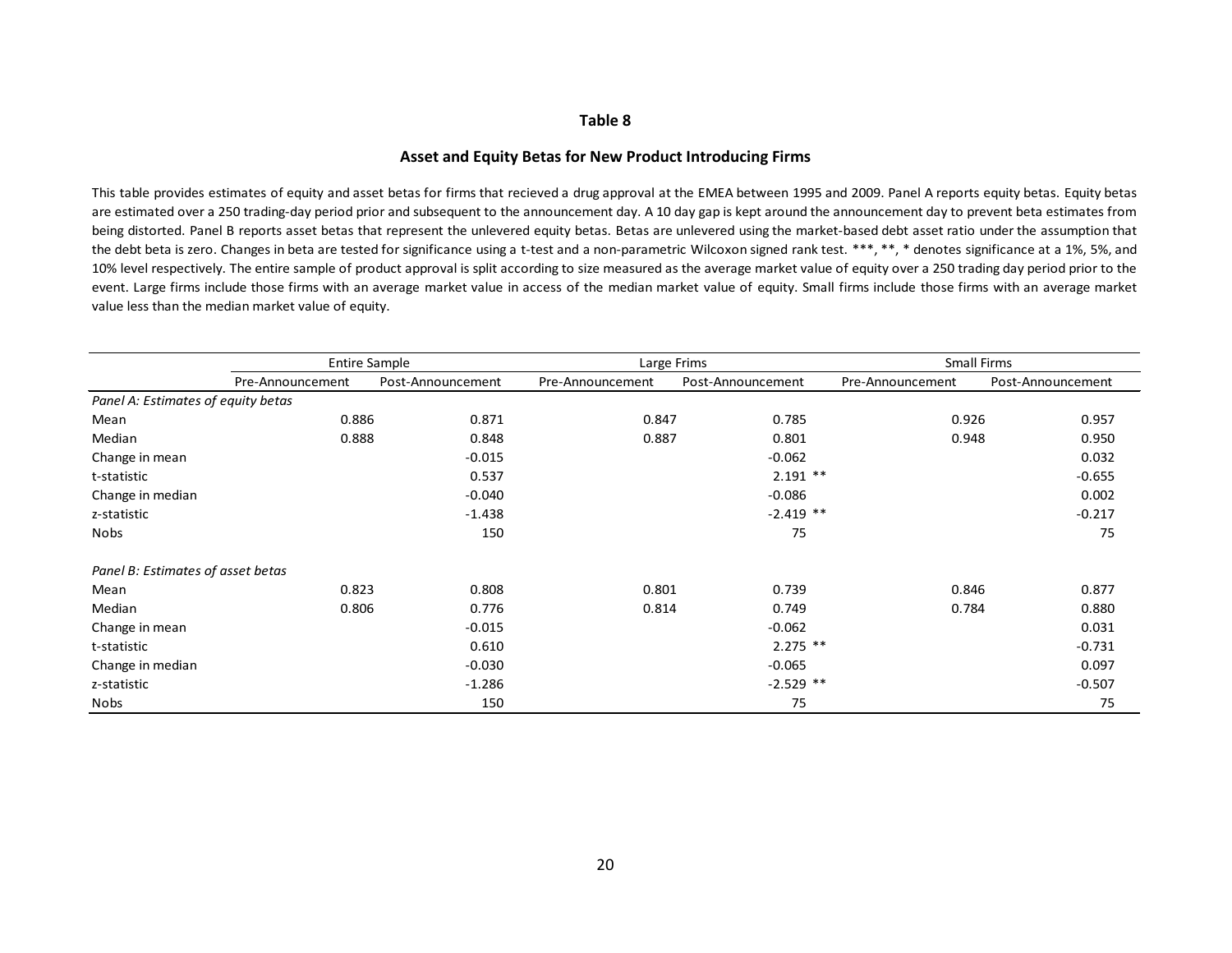## Table 8

### Asset and Equity Betas for New Product Introducing Firms

This table provides estimates of equity and asset betas for firms that recieved a drug approval at the EMEA between 1995 and 2009. Panel A reports equity betas. Equity betas are estimated over a 250 trading-day period prior and subsequent to the announcement day. A 10 day gap is kept around the announcement day to prevent beta estimates from being distorted. Panel B reports asset betas that represent the unlevered equity betas. Betas are unlevered using the market-based debt asset ratio under the assumption that the debt beta is zero. Changes in beta are tested for significance using a t-test and a non-parametric Wilcoxon signed rank test. ***, **, * denotes significance at a 1%, 5%, and 10% level respectively. The entire sample of product approval is split according to size measured as the average market value of equity over a 250 trading day period prior to the event. Large firms include those firms with an average market value in access of the median market value of equity. Small firms include those firms with an average market value less than the median market value of equity.

| | Entire Sample | | Large Frims | | Small Firms | |
|---|---|---|---|---|---|---|
| | Pre-Announcement | Post-Announcement | Pre-Announcement | Post-Announcement | Pre-Announcement | Post-Announcement |
| *Panel A: Estimates of equity betas* | | | | | | |
| Mean | 0.886 | 0.871 | 0.847 | 0.785 | 0.926 | 0.957 |
| Median | 0.888 | 0.848 | 0.887 | 0.801 | 0.948 | 0.950 |
| Change in mean | | -0.015 | | -0.062 | | 0.032 |
| t-statistic | | 0.537 | | 2.191 ** | | -0.655 |
| Change in median | | -0.040 | | -0.086 | | 0.002 |
| z-statistic | | -1.438 | | -2.419 ** | | -0.217 |
| Nobs | | 150 | | 75 | | 75 |
| *Panel B: Estimates of asset betas* | | | | | | |
| Mean | 0.823 | 0.808 | 0.801 | 0.739 | 0.846 | 0.877 |
| Median | 0.806 | 0.776 | 0.814 | 0.749 | 0.784 | 0.880 |
| Change in mean | | -0.015 | | -0.062 | | 0.031 |
| t-statistic | | 0.610 | | 2.275 ** | | -0.731 |
| Change in median | | -0.030 | | -0.065 | | 0.097 |
| z-statistic | | -1.286 | | -2.529 ** | | -0.507 |
| Nobs | | 150 | | 75 | | 75 |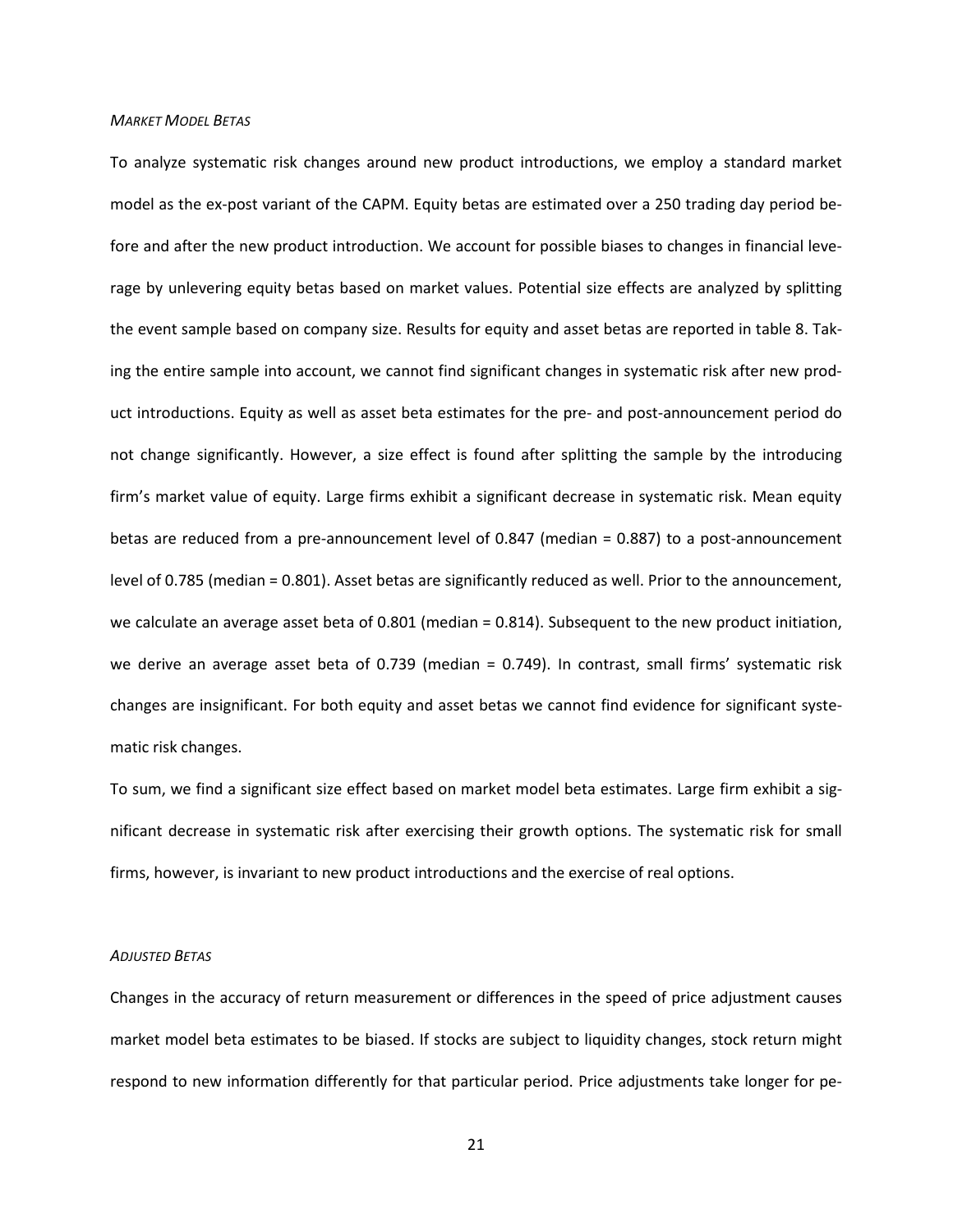*MARKET MODEL BETAS*

To analyze systematic risk changes around new product introductions, we employ a standard market model as the ex-post variant of the CAPM. Equity betas are estimated over a 250 trading day period before and after the new product introduction. We account for possible biases to changes in financial leverage by unlevering equity betas based on market values. Potential size effects are analyzed by splitting the event sample based on company size. Results for equity and asset betas are reported in table 8. Taking the entire sample into account, we cannot find significant changes in systematic risk after new product introductions. Equity as well as asset beta estimates for the pre- and post-announcement period do not change significantly. However, a size effect is found after splitting the sample by the introducing firm's market value of equity. Large firms exhibit a significant decrease in systematic risk. Mean equity betas are reduced from a pre-announcement level of 0.847 (median = 0.887) to a post-announcement level of 0.785 (median = 0.801). Asset betas are significantly reduced as well. Prior to the announcement, we calculate an average asset beta of 0.801 (median = 0.814). Subsequent to the new product initiation, we derive an average asset beta of 0.739 (median = 0.749). In contrast, small firms' systematic risk changes are insignificant. For both equity and asset betas we cannot find evidence for significant systematic risk changes.

To sum, we find a significant size effect based on market model beta estimates. Large firm exhibit a significant decrease in systematic risk after exercising their growth options. The systematic risk for small firms, however, is invariant to new product introductions and the exercise of real options.

*ADJUSTED BETAS*

Changes in the accuracy of return measurement or differences in the speed of price adjustment causes market model beta estimates to be biased. If stocks are subject to liquidity changes, stock return might respond to new information differently for that particular period. Price adjustments take longer for pe-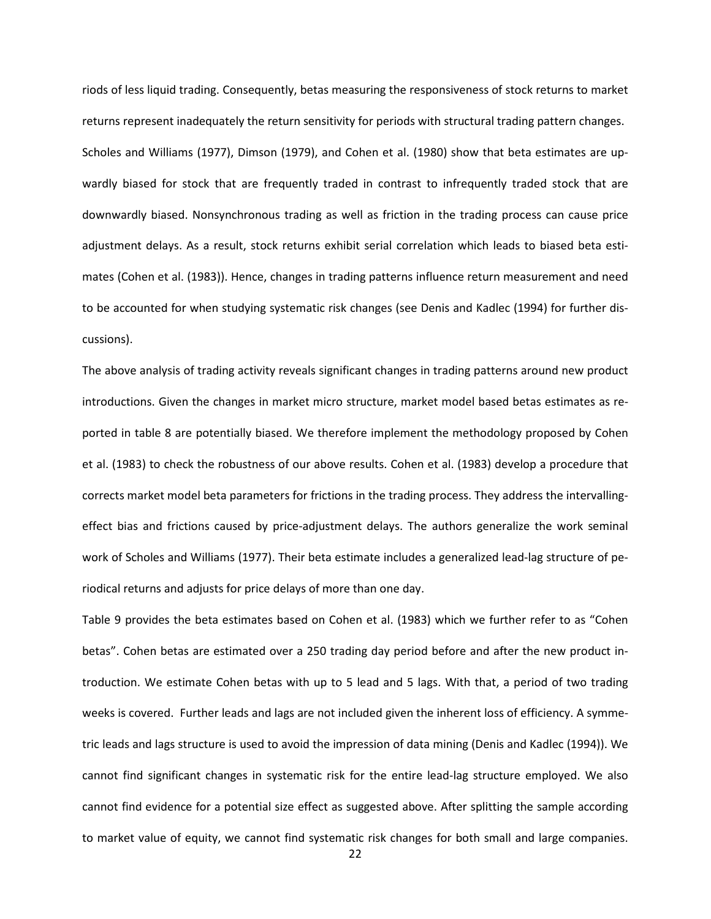riods of less liquid trading. Consequently, betas measuring the responsiveness of stock returns to market returns represent inadequately the return sensitivity for periods with structural trading pattern changes.

Scholes and Williams (1977), Dimson (1979), and Cohen et al. (1980) show that beta estimates are upwardly biased for stock that are frequently traded in contrast to infrequently traded stock that are downwardly biased. Nonsynchronous trading as well as friction in the trading process can cause price adjustment delays. As a result, stock returns exhibit serial correlation which leads to biased beta estimates (Cohen et al. (1983)). Hence, changes in trading patterns influence return measurement and need to be accounted for when studying systematic risk changes (see Denis and Kadlec (1994) for further discussions).

The above analysis of trading activity reveals significant changes in trading patterns around new product introductions. Given the changes in market micro structure, market model based betas estimates as reported in table 8 are potentially biased. We therefore implement the methodology proposed by Cohen et al. (1983) to check the robustness of our above results. Cohen et al. (1983) develop a procedure that corrects market model beta parameters for frictions in the trading process. They address the intervalling-effect bias and frictions caused by price-adjustment delays. The authors generalize the work seminal work of Scholes and Williams (1977). Their beta estimate includes a generalized lead-lag structure of periodical returns and adjusts for price delays of more than one day.

Table 9 provides the beta estimates based on Cohen et al. (1983) which we further refer to as "Cohen betas". Cohen betas are estimated over a 250 trading day period before and after the new product introduction. We estimate Cohen betas with up to 5 lead and 5 lags. With that, a period of two trading weeks is covered. Further leads and lags are not included given the inherent loss of efficiency. A symmetric leads and lags structure is used to avoid the impression of data mining (Denis and Kadlec (1994)). We cannot find significant changes in systematic risk for the entire lead-lag structure employed. We also cannot find evidence for a potential size effect as suggested above. After splitting the sample according to market value of equity, we cannot find systematic risk changes for both small and large companies.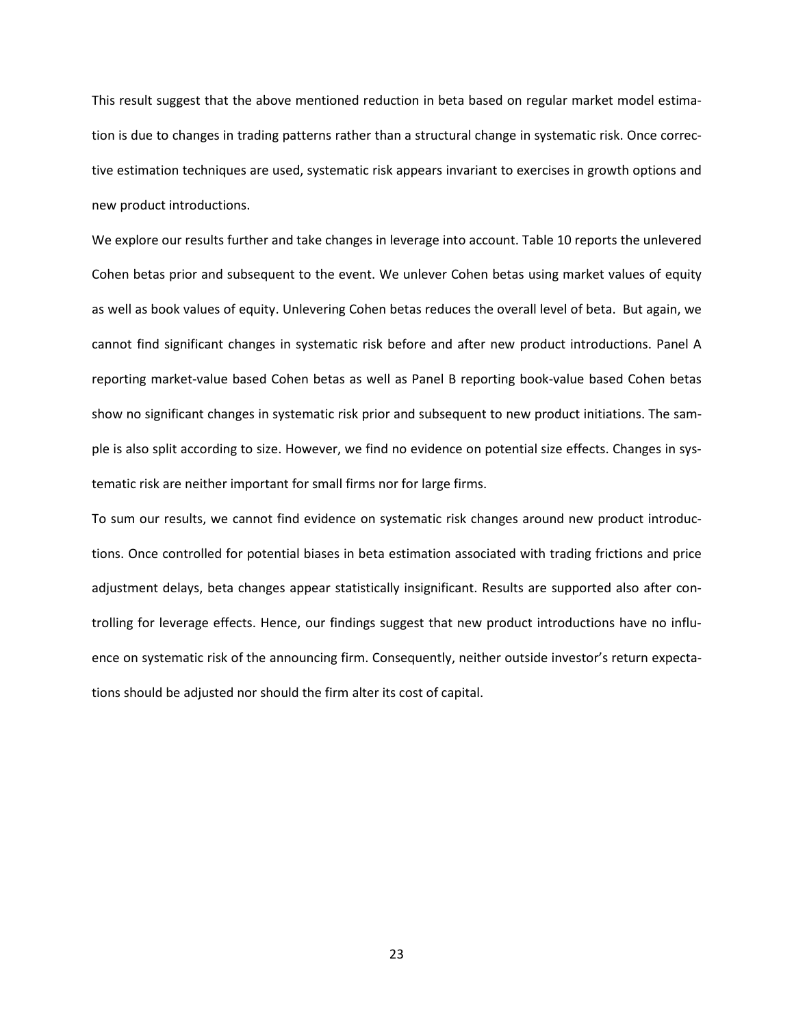This result suggest that the above mentioned reduction in beta based on regular market model estimation is due to changes in trading patterns rather than a structural change in systematic risk. Once corrective estimation techniques are used, systematic risk appears invariant to exercises in growth options and new product introductions.

We explore our results further and take changes in leverage into account. Table 10 reports the unlevered Cohen betas prior and subsequent to the event. We unlever Cohen betas using market values of equity as well as book values of equity. Unlevering Cohen betas reduces the overall level of beta. But again, we cannot find significant changes in systematic risk before and after new product introductions. Panel A reporting market-value based Cohen betas as well as Panel B reporting book-value based Cohen betas show no significant changes in systematic risk prior and subsequent to new product initiations. The sample is also split according to size. However, we find no evidence on potential size effects. Changes in systematic risk are neither important for small firms nor for large firms.

To sum our results, we cannot find evidence on systematic risk changes around new product introductions. Once controlled for potential biases in beta estimation associated with trading frictions and price adjustment delays, beta changes appear statistically insignificant. Results are supported also after controlling for leverage effects. Hence, our findings suggest that new product introductions have no influence on systematic risk of the announcing firm. Consequently, neither outside investor's return expectations should be adjusted nor should the firm alter its cost of capital.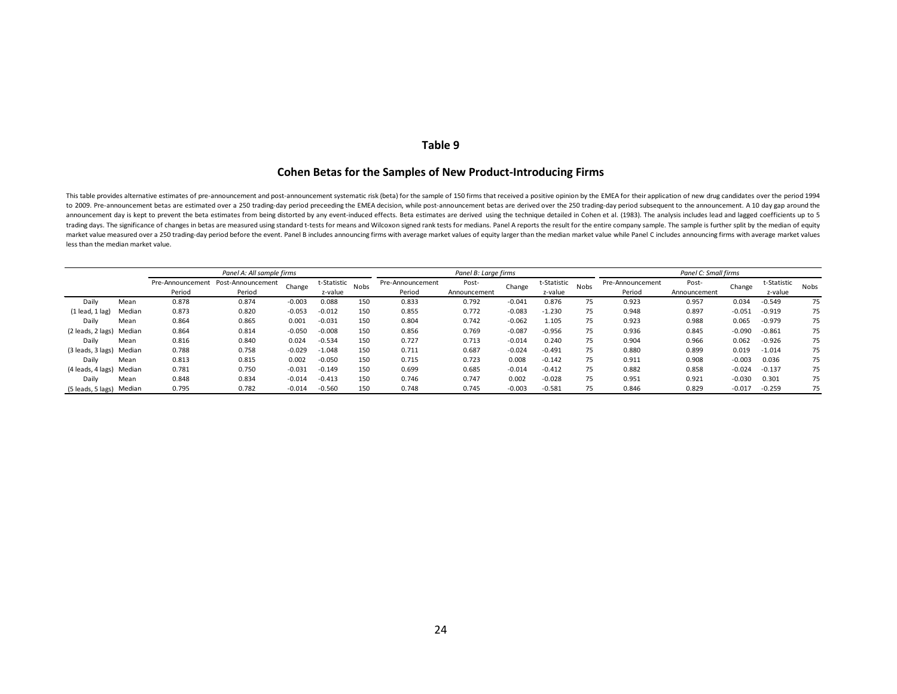# Table 9

## Cohen Betas for the Samples of New Product-Introducing Firms

This table provides alternative estimates of pre-announcement and post-announcement systematic risk (beta) for the sample of 150 firms that received a positive opinion by the EMEA for their application of new drug candidates over the period 1994 to 2009. Pre-announcement betas are estimated over a 250 trading-day period preceeding the EMEA decision, while post-announcement betas are derived over the 250 trading-day period subsequent to the announcement. A 10 day gap around the announcement day is kept to prevent the beta estimates from being distorted by any event-induced effects. Beta estimates are derived using the technique detailed in Cohen et al. (1983). The analysis includes lead and lagged coefficients up to 5 trading days. The significance of changes in betas are measured using standard t-tests for means and Wilcoxon signed rank tests for medians. Panel A reports the result for the entire company sample. The sample is further split by the median of equity market value measured over a 250 trading-day period before the event. Panel B includes announcing firms with average market values of equity larger than the median market value while Panel C includes announcing firms with average market values less than the median market value.

| | | *Panel A: All sample firms* | | | | | *Panel B: Large firms* | | | | | *Panel C: Small firms* | | | | |
|---|---|---|---|---|---|---|---|---|---|---|---|---|---|---|---|---|
| | | Pre-Announcement Period | Post-Announcement Period | Change | t-Statistic z-value | Nobs | Pre-Announcement Period | Post-Announcement | Change | t-Statistic z-value | Nobs | Pre-Announcement Period | Post-Announcement | Change | t-Statistic z-value | Nobs |
| Daily | Mean | 0.878 | 0.874 | -0.003 | 0.088 | 150 | 0.833 | 0.792 | -0.041 | 0.876 | 75 | 0.923 | 0.957 | 0.034 | -0.549 | 75 |
| (1 lead, 1 lag) | Median | 0.873 | 0.820 | -0.053 | -0.012 | 150 | 0.855 | 0.772 | -0.083 | -1.230 | 75 | 0.948 | 0.897 | -0.051 | -0.919 | 75 |
| Daily | Mean | 0.864 | 0.865 | 0.001 | -0.031 | 150 | 0.804 | 0.742 | -0.062 | 1.105 | 75 | 0.923 | 0.988 | 0.065 | -0.979 | 75 |
| (2 leads, 2 lags) | Median | 0.864 | 0.814 | -0.050 | -0.008 | 150 | 0.856 | 0.769 | -0.087 | -0.956 | 75 | 0.936 | 0.845 | -0.090 | -0.861 | 75 |
| Daily | Mean | 0.816 | 0.840 | 0.024 | -0.534 | 150 | 0.727 | 0.713 | -0.014 | 0.240 | 75 | 0.904 | 0.966 | 0.062 | -0.926 | 75 |
| (3 leads, 3 lags) | Median | 0.788 | 0.758 | -0.029 | -1.048 | 150 | 0.711 | 0.687 | -0.024 | -0.491 | 75 | 0.880 | 0.899 | 0.019 | -1.014 | 75 |
| Daily | Mean | 0.813 | 0.815 | 0.002 | -0.050 | 150 | 0.715 | 0.723 | 0.008 | -0.142 | 75 | 0.911 | 0.908 | -0.003 | 0.036 | 75 |
| (4 leads, 4 lags) | Median | 0.781 | 0.750 | -0.031 | -0.149 | 150 | 0.699 | 0.685 | -0.014 | -0.412 | 75 | 0.882 | 0.858 | -0.024 | -0.137 | 75 |
| Daily | Mean | 0.848 | 0.834 | -0.014 | -0.413 | 150 | 0.746 | 0.747 | 0.002 | -0.028 | 75 | 0.951 | 0.921 | -0.030 | 0.301 | 75 |
| (5 leads, 5 lags) | Median | 0.795 | 0.782 | -0.014 | -0.560 | 150 | 0.748 | 0.745 | -0.003 | -0.581 | 75 | 0.846 | 0.829 | -0.017 | -0.259 | 75 |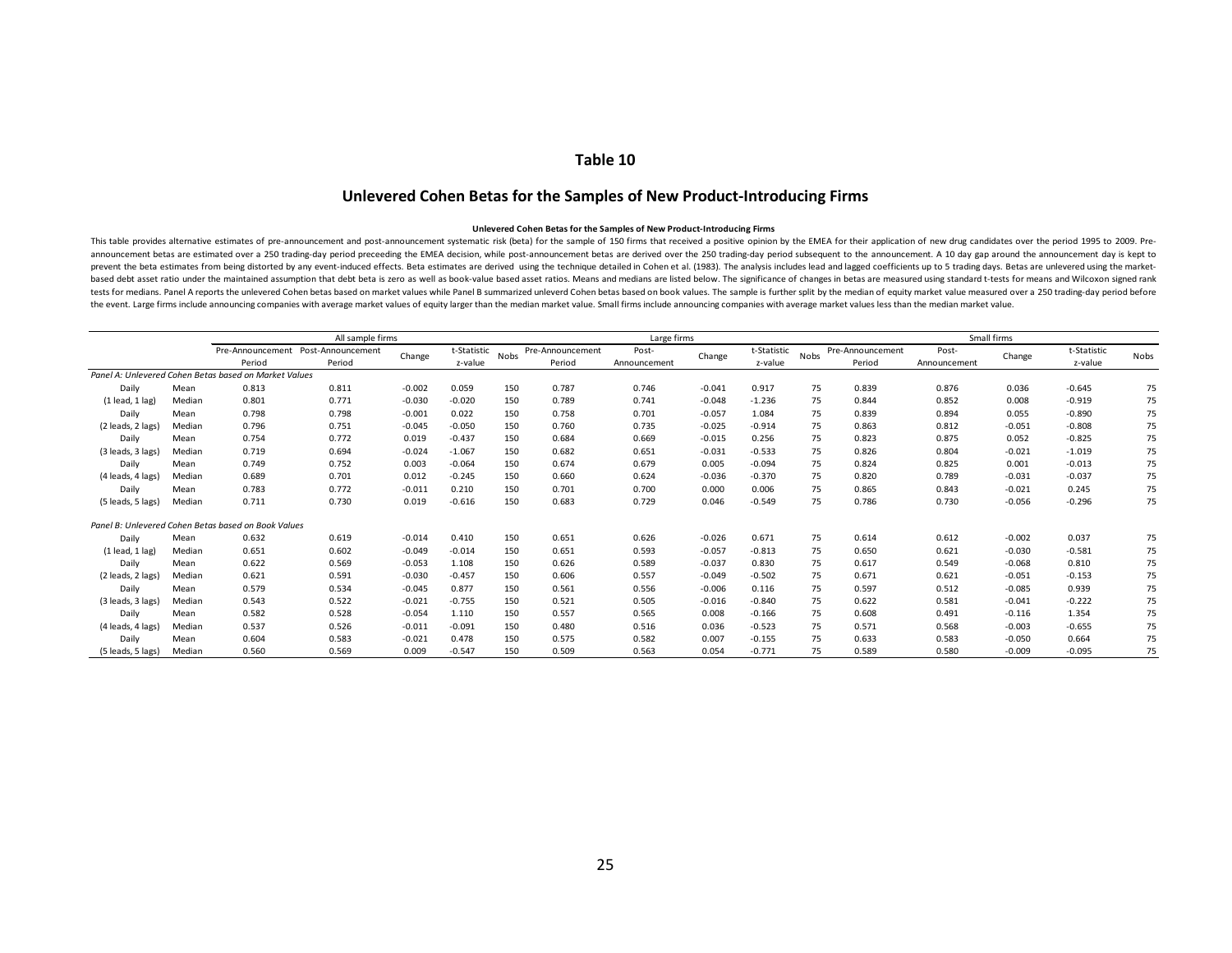# Table 10

## Unlevered Cohen Betas for the Samples of New Product-Introducing Firms

**Unlevered Cohen Betas for the Samples of New Product-Introducing Firms**

This table provides alternative estimates of pre-announcement and post-announcement systematic risk (beta) for the sample of 150 firms that received a positive opinion by the EMEA for their application of new drug candidates over the period 1995 to 2009. Pre-announcement betas are estimated over a 250 trading-day period preceeding the EMEA decision, while post-announcement betas are derived over the 250 trading-day period subsequent to the announcement. A 10 day gap around the announcement day is kept to prevent the beta estimates from being distorted by any event-induced effects. Beta estimates are derived using the technique detailed in Cohen et al. (1983). The analysis includes lead and lagged coefficients up to 5 trading days. Betas are unlevered using the market-based debt asset ratio under the maintained assumption that debt beta is zero as well as book-value based asset ratios. Means and medians are listed below. The significance of changes in betas are measured using standard t-tests for means and Wilcoxon signed rank tests for medians. Panel A reports the unlevered Cohen betas based on market values while Panel B summarized unleverd Cohen betas based on book values. The sample is further split by the median of equity market value measured over a 250 trading-day period before the event. Large firms include announcing companies with average market values of equity larger than the median market value. Small firms include announcing companies with average market values less than the median market value.

| | | All sample firms | | | | | Large firms | | | | | Small firms | | | | |
|---|---|---|---|---|---|---|---|---|---|---|---|---|---|---|---|---|
| | | Pre-Announcement Period | Post-Announcement Period | Change | t-Statistic z-value | Nobs | Pre-Announcement Period | Post-Announcement | Change | t-Statistic z-value | Nobs | Pre-Announcement Period | Post-Announcement | Change | t-Statistic z-value | Nobs |
| *Panel A: Unlevered Cohen Betas based on Market Values* | | | | | | | | | | | | | | | | |
| Daily | Mean | 0.813 | 0.811 | -0.002 | 0.059 | 150 | 0.787 | 0.746 | -0.041 | 0.917 | 75 | 0.839 | 0.876 | 0.036 | -0.645 | 75 |
| (1 lead, 1 lag) | Median | 0.801 | 0.771 | -0.030 | -0.020 | 150 | 0.789 | 0.741 | -0.048 | -1.236 | 75 | 0.844 | 0.852 | 0.008 | -0.919 | 75 |
| Daily | Mean | 0.798 | 0.798 | -0.001 | 0.022 | 150 | 0.758 | 0.701 | -0.057 | 1.084 | 75 | 0.839 | 0.894 | 0.055 | -0.890 | 75 |
| (2 leads, 2 lags) | Median | 0.796 | 0.751 | -0.045 | -0.050 | 150 | 0.760 | 0.735 | -0.025 | -0.914 | 75 | 0.863 | 0.812 | -0.051 | -0.808 | 75 |
| Daily | Mean | 0.754 | 0.772 | 0.019 | -0.437 | 150 | 0.684 | 0.669 | -0.015 | 0.256 | 75 | 0.823 | 0.875 | 0.052 | -0.825 | 75 |
| (3 leads, 3 lags) | Median | 0.719 | 0.694 | -0.024 | -1.067 | 150 | 0.682 | 0.651 | -0.031 | -0.533 | 75 | 0.826 | 0.804 | -0.021 | -1.019 | 75 |
| Daily | Mean | 0.749 | 0.752 | 0.003 | -0.064 | 150 | 0.674 | 0.679 | 0.005 | -0.094 | 75 | 0.824 | 0.825 | 0.001 | -0.013 | 75 |
| (4 leads, 4 lags) | Median | 0.689 | 0.701 | 0.012 | -0.245 | 150 | 0.660 | 0.624 | -0.036 | -0.370 | 75 | 0.820 | 0.789 | -0.031 | -0.037 | 75 |
| Daily | Mean | 0.783 | 0.772 | -0.011 | 0.210 | 150 | 0.701 | 0.700 | 0.000 | 0.006 | 75 | 0.865 | 0.843 | -0.021 | 0.245 | 75 |
| (5 leads, 5 lags) | Median | 0.711 | 0.730 | 0.019 | -0.616 | 150 | 0.683 | 0.729 | 0.046 | -0.549 | 75 | 0.786 | 0.730 | -0.056 | -0.296 | 75 |
| *Panel B: Unlevered Cohen Betas based on Book Values* | | | | | | | | | | | | | | | | |
| Daily | Mean | 0.632 | 0.619 | -0.014 | 0.410 | 150 | 0.651 | 0.626 | -0.026 | 0.671 | 75 | 0.614 | 0.612 | -0.002 | 0.037 | 75 |
| (1 lead, 1 lag) | Median | 0.651 | 0.602 | -0.049 | -0.014 | 150 | 0.651 | 0.593 | -0.057 | -0.813 | 75 | 0.650 | 0.621 | -0.030 | -0.581 | 75 |
| Daily | Mean | 0.622 | 0.569 | -0.053 | 1.108 | 150 | 0.626 | 0.589 | -0.037 | 0.830 | 75 | 0.617 | 0.549 | -0.068 | 0.810 | 75 |
| (2 leads, 2 lags) | Median | 0.621 | 0.591 | -0.030 | -0.457 | 150 | 0.606 | 0.557 | -0.049 | -0.502 | 75 | 0.671 | 0.621 | -0.051 | -0.153 | 75 |
| Daily | Mean | 0.579 | 0.534 | -0.045 | 0.877 | 150 | 0.561 | 0.556 | -0.006 | 0.116 | 75 | 0.597 | 0.512 | -0.085 | 0.939 | 75 |
| (3 leads, 3 lags) | Median | 0.543 | 0.522 | -0.021 | -0.755 | 150 | 0.521 | 0.505 | -0.016 | -0.840 | 75 | 0.622 | 0.581 | -0.041 | -0.222 | 75 |
| Daily | Mean | 0.582 | 0.528 | -0.054 | 1.110 | 150 | 0.557 | 0.565 | 0.008 | -0.166 | 75 | 0.608 | 0.491 | -0.116 | 1.354 | 75 |
| (4 leads, 4 lags) | Median | 0.537 | 0.526 | -0.011 | -0.091 | 150 | 0.480 | 0.516 | 0.036 | -0.523 | 75 | 0.571 | 0.568 | -0.003 | -0.655 | 75 |
| Daily | Mean | 0.604 | 0.583 | -0.021 | 0.478 | 150 | 0.575 | 0.582 | 0.007 | -0.155 | 75 | 0.633 | 0.583 | -0.050 | 0.664 | 75 |
| (5 leads, 5 lags) | Median | 0.560 | 0.569 | 0.009 | -0.547 | 150 | 0.509 | 0.563 | 0.054 | -0.771 | 75 | 0.589 | 0.580 | -0.009 | -0.095 | 75 |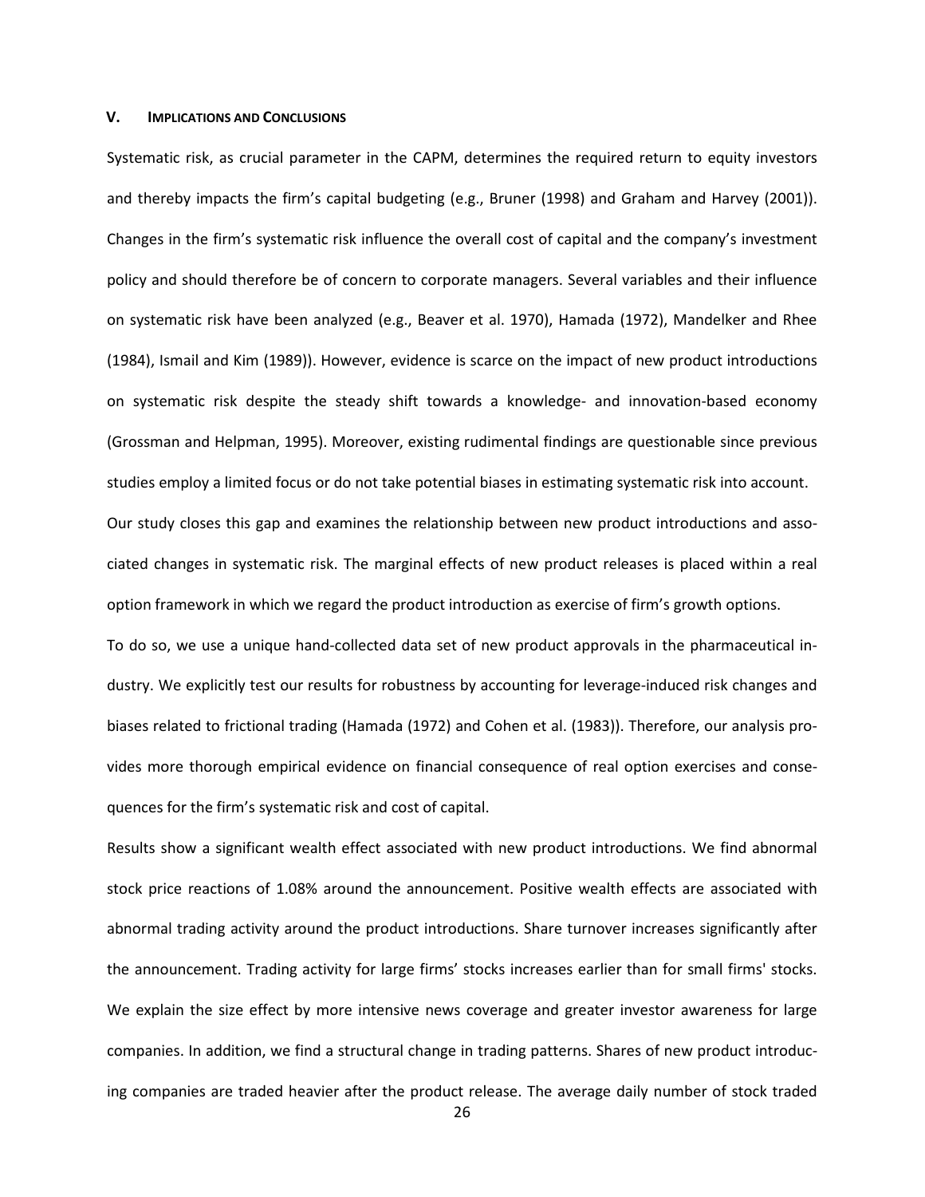## V. IMPLICATIONS AND CONCLUSIONS

Systematic risk, as crucial parameter in the CAPM, determines the required return to equity investors and thereby impacts the firm's capital budgeting (e.g., Bruner (1998) and Graham and Harvey (2001)). Changes in the firm's systematic risk influence the overall cost of capital and the company's investment policy and should therefore be of concern to corporate managers. Several variables and their influence on systematic risk have been analyzed (e.g., Beaver et al. 1970), Hamada (1972), Mandelker and Rhee (1984), Ismail and Kim (1989)). However, evidence is scarce on the impact of new product introductions on systematic risk despite the steady shift towards a knowledge- and innovation-based economy (Grossman and Helpman, 1995). Moreover, existing rudimental findings are questionable since previous studies employ a limited focus or do not take potential biases in estimating systematic risk into account.

Our study closes this gap and examines the relationship between new product introductions and associated changes in systematic risk. The marginal effects of new product releases is placed within a real option framework in which we regard the product introduction as exercise of firm's growth options.

To do so, we use a unique hand-collected data set of new product approvals in the pharmaceutical industry. We explicitly test our results for robustness by accounting for leverage-induced risk changes and biases related to frictional trading (Hamada (1972) and Cohen et al. (1983)). Therefore, our analysis provides more thorough empirical evidence on financial consequence of real option exercises and consequences for the firm's systematic risk and cost of capital.

Results show a significant wealth effect associated with new product introductions. We find abnormal stock price reactions of 1.08% around the announcement. Positive wealth effects are associated with abnormal trading activity around the product introductions. Share turnover increases significantly after the announcement. Trading activity for large firms' stocks increases earlier than for small firms' stocks. We explain the size effect by more intensive news coverage and greater investor awareness for large companies. In addition, we find a structural change in trading patterns. Shares of new product introducing companies are traded heavier after the product release. The average daily number of stock traded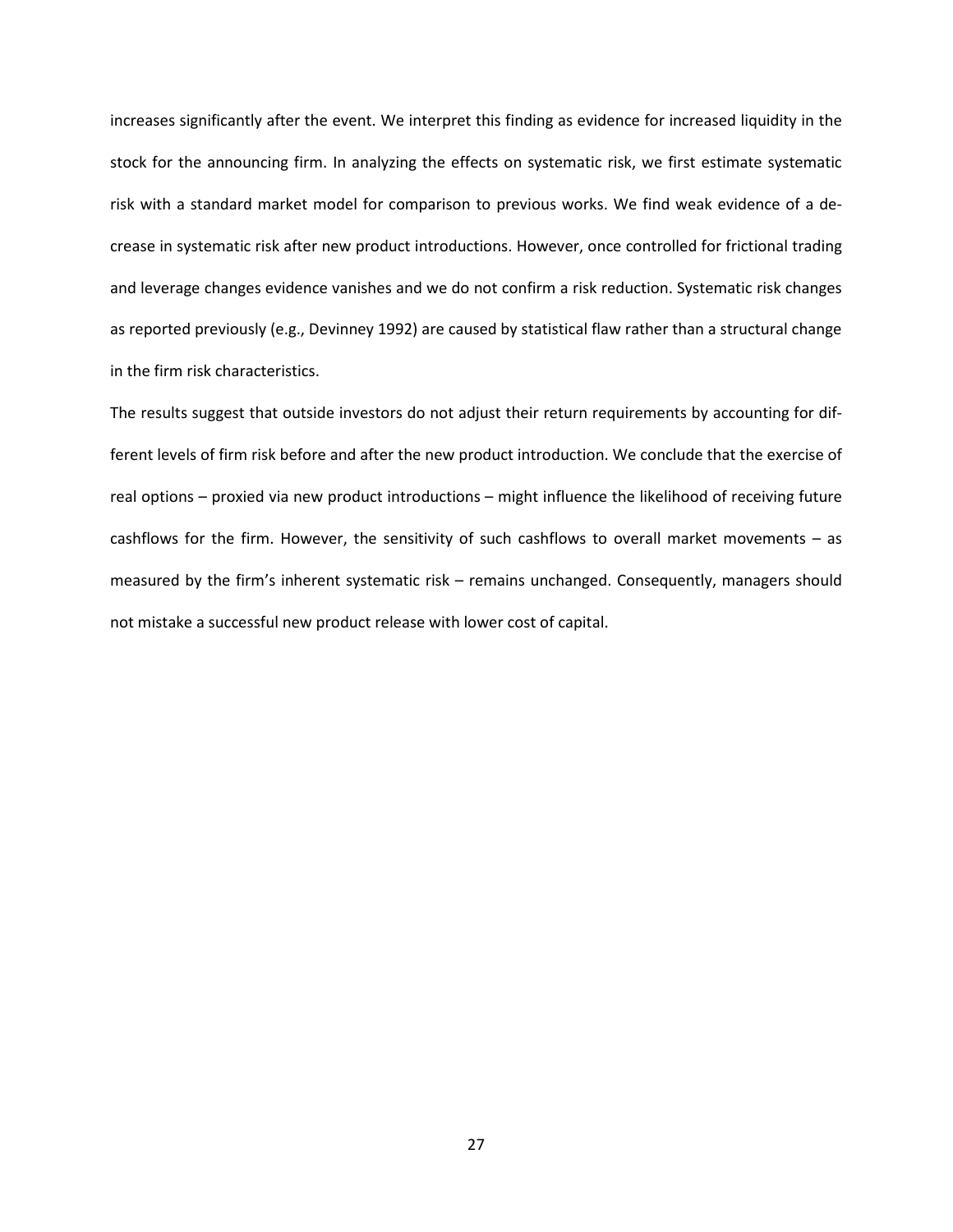increases significantly after the event. We interpret this finding as evidence for increased liquidity in the stock for the announcing firm. In analyzing the effects on systematic risk, we first estimate systematic risk with a standard market model for comparison to previous works. We find weak evidence of a decrease in systematic risk after new product introductions. However, once controlled for frictional trading and leverage changes evidence vanishes and we do not confirm a risk reduction. Systematic risk changes as reported previously (e.g., Devinney 1992) are caused by statistical flaw rather than a structural change in the firm risk characteristics.

The results suggest that outside investors do not adjust their return requirements by accounting for different levels of firm risk before and after the new product introduction. We conclude that the exercise of real options – proxied via new product introductions – might influence the likelihood of receiving future cashflows for the firm. However, the sensitivity of such cashflows to overall market movements – as measured by the firm's inherent systematic risk – remains unchanged. Consequently, managers should not mistake a successful new product release with lower cost of capital.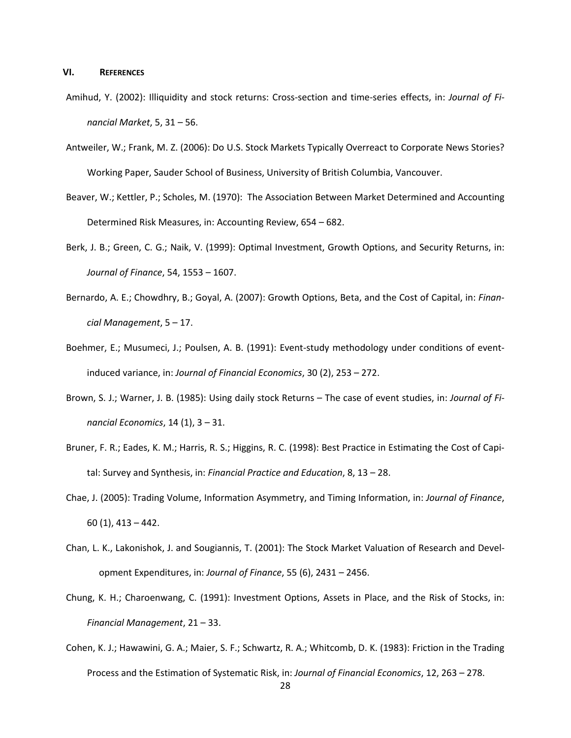## VI. References

Amihud, Y. (2002): Illiquidity and stock returns: Cross-section and time-series effects, in: *Journal of Financial Market*, 5, 31 – 56.

Antweiler, W.; Frank, M. Z. (2006): Do U.S. Stock Markets Typically Overreact to Corporate News Stories? Working Paper, Sauder School of Business, University of British Columbia, Vancouver.

Beaver, W.; Kettler, P.; Scholes, M. (1970): The Association Between Market Determined and Accounting Determined Risk Measures, in: Accounting Review, 654 – 682.

Berk, J. B.; Green, C. G.; Naik, V. (1999): Optimal Investment, Growth Options, and Security Returns, in: *Journal of Finance*, 54, 1553 – 1607.

Bernardo, A. E.; Chowdhry, B.; Goyal, A. (2007): Growth Options, Beta, and the Cost of Capital, in: *Financial Management*, 5 – 17.

Boehmer, E.; Musumeci, J.; Poulsen, A. B. (1991): Event-study methodology under conditions of event-induced variance, in: *Journal of Financial Economics*, 30 (2), 253 – 272.

Brown, S. J.; Warner, J. B. (1985): Using daily stock Returns – The case of event studies, in: *Journal of Financial Economics*, 14 (1), 3 – 31.

Bruner, F. R.; Eades, K. M.; Harris, R. S.; Higgins, R. C. (1998): Best Practice in Estimating the Cost of Capital: Survey and Synthesis, in: *Financial Practice and Education*, 8, 13 – 28.

Chae, J. (2005): Trading Volume, Information Asymmetry, and Timing Information, in: *Journal of Finance*, 60 (1), 413 – 442.

Chan, L. K., Lakonishok, J. and Sougiannis, T. (2001): The Stock Market Valuation of Research and Development Expenditures, in: *Journal of Finance*, 55 (6), 2431 – 2456.

Chung, K. H.; Charoenwang, C. (1991): Investment Options, Assets in Place, and the Risk of Stocks, in: *Financial Management*, 21 – 33.

Cohen, K. J.; Hawawini, G. A.; Maier, S. F.; Schwartz, R. A.; Whitcomb, D. K. (1983): Friction in the Trading Process and the Estimation of Systematic Risk, in: *Journal of Financial Economics*, 12, 263 – 278.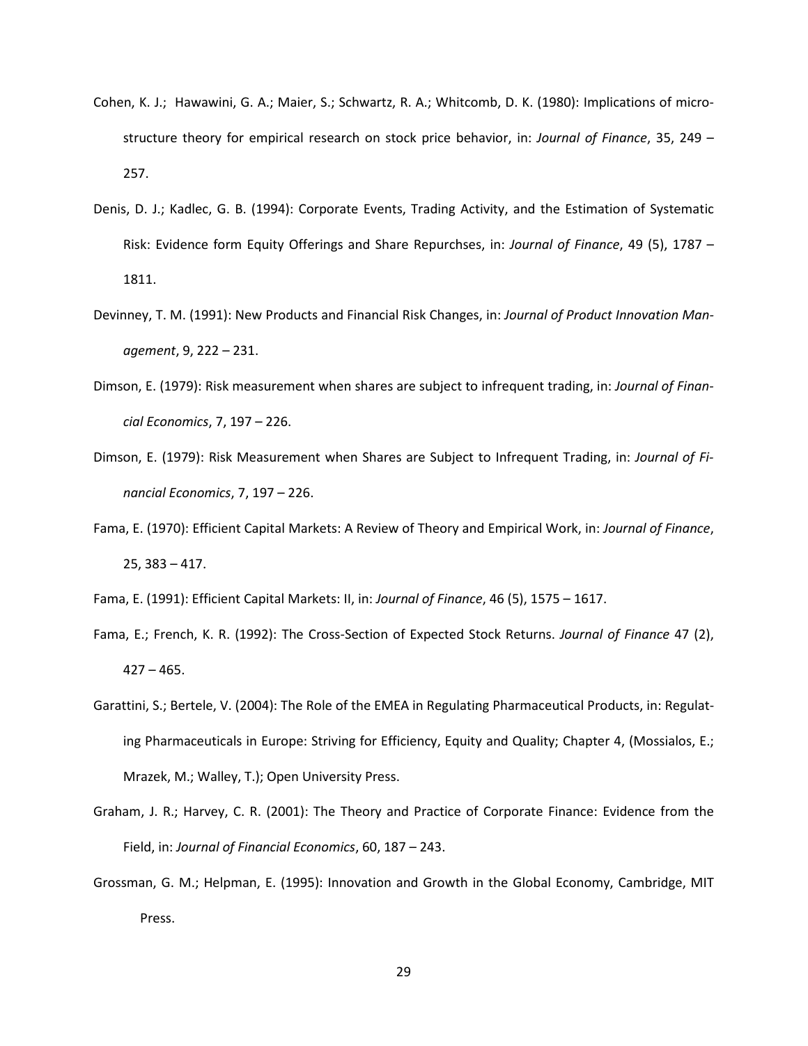Cohen, K. J.; Hawawini, G. A.; Maier, S.; Schwartz, R. A.; Whitcomb, D. K. (1980): Implications of microstructure theory for empirical research on stock price behavior, in: *Journal of Finance*, 35, 249 – 257.

Denis, D. J.; Kadlec, G. B. (1994): Corporate Events, Trading Activity, and the Estimation of Systematic Risk: Evidence form Equity Offerings and Share Repurchses, in: *Journal of Finance*, 49 (5), 1787 – 1811.

Devinney, T. M. (1991): New Products and Financial Risk Changes, in: *Journal of Product Innovation Management*, 9, 222 – 231.

Dimson, E. (1979): Risk measurement when shares are subject to infrequent trading, in: *Journal of Financial Economics*, 7, 197 – 226.

Dimson, E. (1979): Risk Measurement when Shares are Subject to Infrequent Trading, in: *Journal of Financial Economics*, 7, 197 – 226.

Fama, E. (1970): Efficient Capital Markets: A Review of Theory and Empirical Work, in: *Journal of Finance*, 25, 383 – 417.

Fama, E. (1991): Efficient Capital Markets: II, in: *Journal of Finance*, 46 (5), 1575 – 1617.

Fama, E.; French, K. R. (1992): The Cross-Section of Expected Stock Returns. *Journal of Finance* 47 (2), 427 – 465.

Garattini, S.; Bertele, V. (2004): The Role of the EMEA in Regulating Pharmaceutical Products, in: Regulating Pharmaceuticals in Europe: Striving for Efficiency, Equity and Quality; Chapter 4, (Mossialos, E.; Mrazek, M.; Walley, T.); Open University Press.

Graham, J. R.; Harvey, C. R. (2001): The Theory and Practice of Corporate Finance: Evidence from the Field, in: *Journal of Financial Economics*, 60, 187 – 243.

Grossman, G. M.; Helpman, E. (1995): Innovation and Growth in the Global Economy, Cambridge, MIT Press.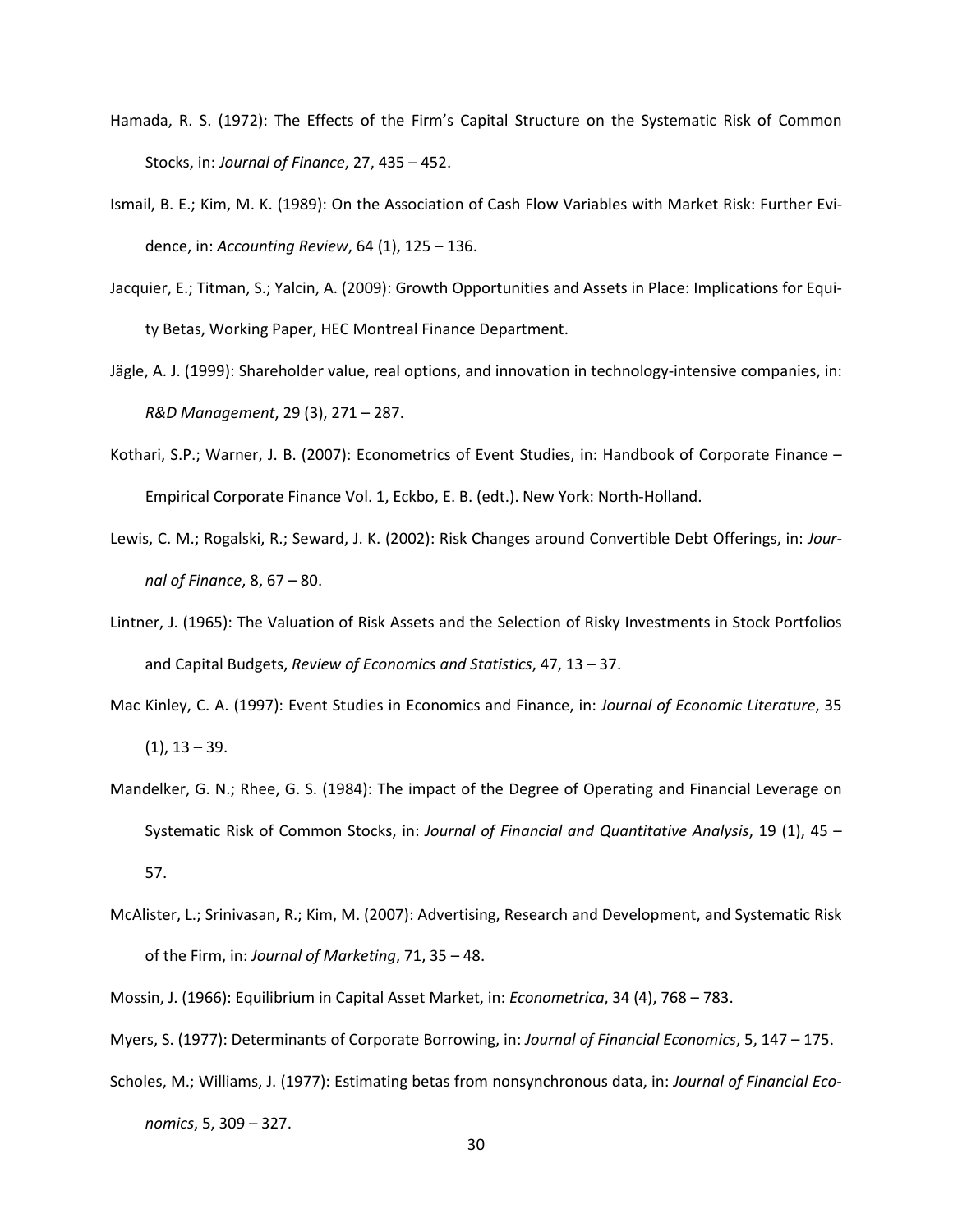Hamada, R. S. (1972): The Effects of the Firm's Capital Structure on the Systematic Risk of Common Stocks, in: *Journal of Finance*, 27, 435 – 452.

Ismail, B. E.; Kim, M. K. (1989): On the Association of Cash Flow Variables with Market Risk: Further Evidence, in: *Accounting Review*, 64 (1), 125 – 136.

Jacquier, E.; Titman, S.; Yalcin, A. (2009): Growth Opportunities and Assets in Place: Implications for Equity Betas, Working Paper, HEC Montreal Finance Department.

Jägle, A. J. (1999): Shareholder value, real options, and innovation in technology-intensive companies, in: *R&D Management*, 29 (3), 271 – 287.

Kothari, S.P.; Warner, J. B. (2007): Econometrics of Event Studies, in: Handbook of Corporate Finance – Empirical Corporate Finance Vol. 1, Eckbo, E. B. (edt.). New York: North-Holland.

Lewis, C. M.; Rogalski, R.; Seward, J. K. (2002): Risk Changes around Convertible Debt Offerings, in: *Journal of Finance*, 8, 67 – 80.

Lintner, J. (1965): The Valuation of Risk Assets and the Selection of Risky Investments in Stock Portfolios and Capital Budgets, *Review of Economics and Statistics*, 47, 13 – 37.

Mac Kinley, C. A. (1997): Event Studies in Economics and Finance, in: *Journal of Economic Literature*, 35 (1), 13 – 39.

Mandelker, G. N.; Rhee, G. S. (1984): The impact of the Degree of Operating and Financial Leverage on Systematic Risk of Common Stocks, in: *Journal of Financial and Quantitative Analysis*, 19 (1), 45 – 57.

McAlister, L.; Srinivasan, R.; Kim, M. (2007): Advertising, Research and Development, and Systematic Risk of the Firm, in: *Journal of Marketing*, 71, 35 – 48.

Mossin, J. (1966): Equilibrium in Capital Asset Market, in: *Econometrica*, 34 (4), 768 – 783.

Myers, S. (1977): Determinants of Corporate Borrowing, in: *Journal of Financial Economics*, 5, 147 – 175.

Scholes, M.; Williams, J. (1977): Estimating betas from nonsynchronous data, in: *Journal of Financial Economics*, 5, 309 – 327.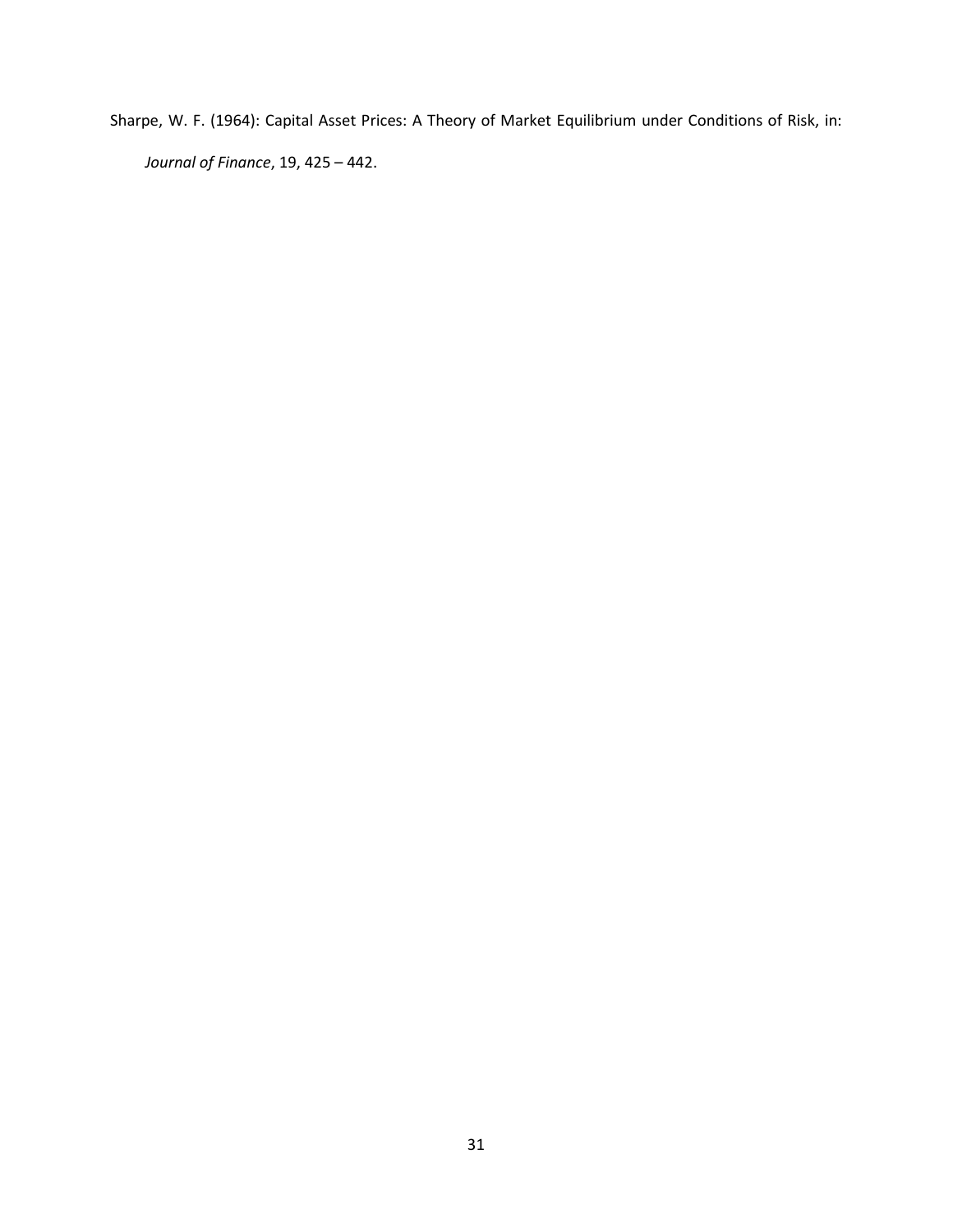Sharpe, W. F. (1964): Capital Asset Prices: A Theory of Market Equilibrium under Conditions of Risk, in: *Journal of Finance*, 19, 425 – 442.